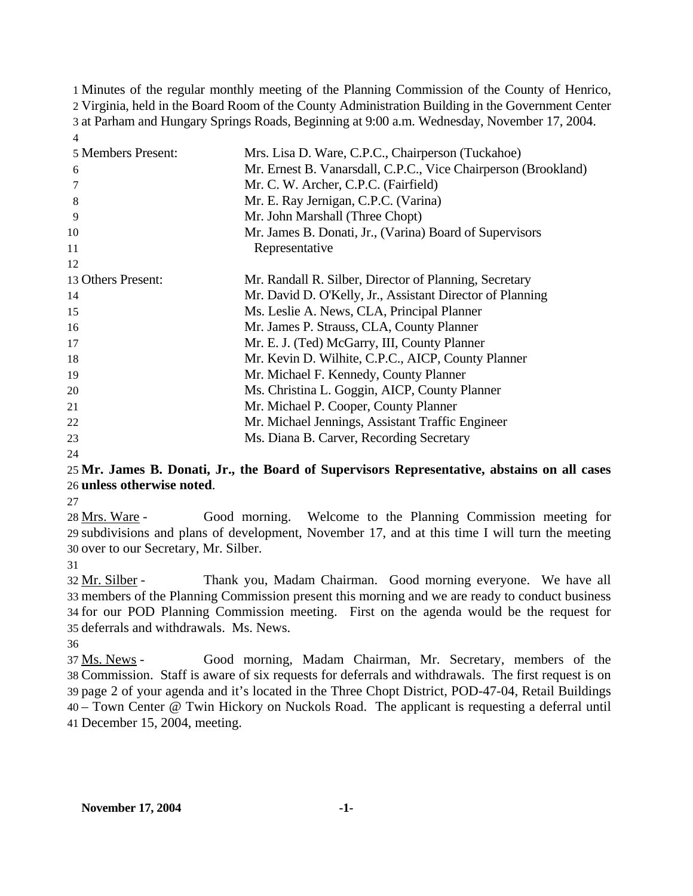Minutes of the regular monthly meeting of the Planning Commission of the County of Henrico, Virginia, held in the Board Room of the County Administration Building in the Government Center at Parham and Hungary Springs Roads, Beginning at 9:00 a.m. Wednesday, November 17, 2004.

| | |
|---|---|
| Members Present: | Mrs. Lisa D. Ware, C.P.C., Chairperson (Tuckahoe) |
| | Mr. Ernest B. Vanarsdall, C.P.C., Vice Chairperson (Brookland) |
| | Mr. C. W. Archer, C.P.C. (Fairfield) |
| | Mr. E. Ray Jernigan, C.P.C. (Varina) |
| | Mr. John Marshall (Three Chopt) |
| | Mr. James B. Donati, Jr., (Varina) Board of Supervisors Representative |
| Others Present: | Mr. Randall R. Silber, Director of Planning, Secretary |
| | Mr. David D. O'Kelly, Jr., Assistant Director of Planning |
| | Ms. Leslie A. News, CLA, Principal Planner |
| | Mr. James P. Strauss, CLA, County Planner |
| | Mr. E. J. (Ted) McGarry, III, County Planner |
| | Mr. Kevin D. Wilhite, C.P.C., AICP, County Planner |
| | Mr. Michael F. Kennedy, County Planner |
| | Ms. Christina L. Goggin, AICP, County Planner |
| | Mr. Michael P. Cooper, County Planner |
| | Mr. Michael Jennings, Assistant Traffic Engineer |
| | Ms. Diana B. Carver, Recording Secretary |

**Mr. James B. Donati, Jr., the Board of Supervisors Representative, abstains on all cases unless otherwise noted**.

Mrs. Ware - Good morning. Welcome to the Planning Commission meeting for subdivisions and plans of development, November 17, and at this time I will turn the meeting over to our Secretary, Mr. Silber.

Mr. Silber - Thank you, Madam Chairman. Good morning everyone. We have all members of the Planning Commission present this morning and we are ready to conduct business for our POD Planning Commission meeting. First on the agenda would be the request for deferrals and withdrawals. Ms. News.

Ms. News - Good morning, Madam Chairman, Mr. Secretary, members of the Commission. Staff is aware of six requests for deferrals and withdrawals. The first request is on page 2 of your agenda and it's located in the Three Chopt District, POD-47-04, Retail Buildings – Town Center @ Twin Hickory on Nuckols Road. The applicant is requesting a deferral until December 15, 2004, meeting.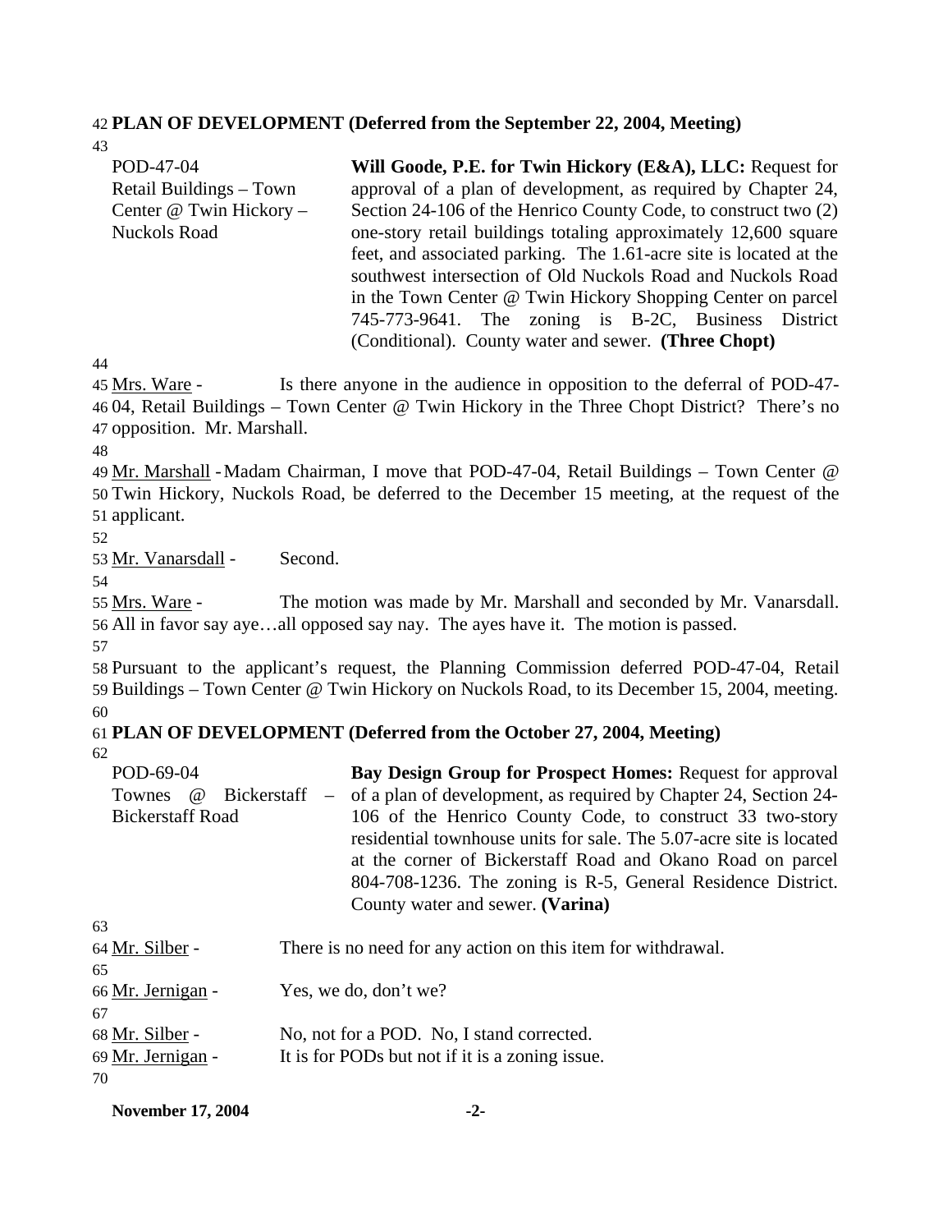**PLAN OF DEVELOPMENT (Deferred from the September 22, 2004, Meeting)**

| POD-47-04 Retail Buildings – Town Center @ Twin Hickory – Nuckols Road | **Will Goode, P.E. for Twin Hickory (E&A), LLC:** Request for approval of a plan of development, as required by Chapter 24, Section 24-106 of the Henrico County Code, to construct two (2) one-story retail buildings totaling approximately 12,600 square feet, and associated parking. The 1.61-acre site is located at the southwest intersection of Old Nuckols Road and Nuckols Road in the Town Center @ Twin Hickory Shopping Center on parcel 745-773-9641. The zoning is B-2C, Business District (Conditional). County water and sewer. **(Three Chopt)** |
|---|---|

Mrs. Ware - Is there anyone in the audience in opposition to the deferral of POD-47-04, Retail Buildings – Town Center @ Twin Hickory in the Three Chopt District? There's no opposition. Mr. Marshall.

Mr. Marshall - Madam Chairman, I move that POD-47-04, Retail Buildings – Town Center @ Twin Hickory, Nuckols Road, be deferred to the December 15 meeting, at the request of the applicant.

Mr. Vanarsdall - Second.

Mrs. Ware - The motion was made by Mr. Marshall and seconded by Mr. Vanarsdall. All in favor say aye…all opposed say nay. The ayes have it. The motion is passed.

Pursuant to the applicant's request, the Planning Commission deferred POD-47-04, Retail Buildings – Town Center @ Twin Hickory on Nuckols Road, to its December 15, 2004, meeting.

**PLAN OF DEVELOPMENT (Deferred from the October 27, 2004, Meeting)**

| POD-69-04 Townes @ Bickerstaff – Bickerstaff Road | **Bay Design Group for Prospect Homes:** Request for approval of a plan of development, as required by Chapter 24, Section 24-106 of the Henrico County Code, to construct 33 two-story residential townhouse units for sale. The 5.07-acre site is located at the corner of Bickerstaff Road and Okano Road on parcel 804-708-1236. The zoning is R-5, General Residence District. County water and sewer. **(Varina)** |
|---|---|

Mr. Silber - There is no need for any action on this item for withdrawal.

Mr. Jernigan - Yes, we do, don't we?

Mr. Silber - No, not for a POD. No, I stand corrected.
Mr. Jernigan - It is for PODs but not if it is a zoning issue.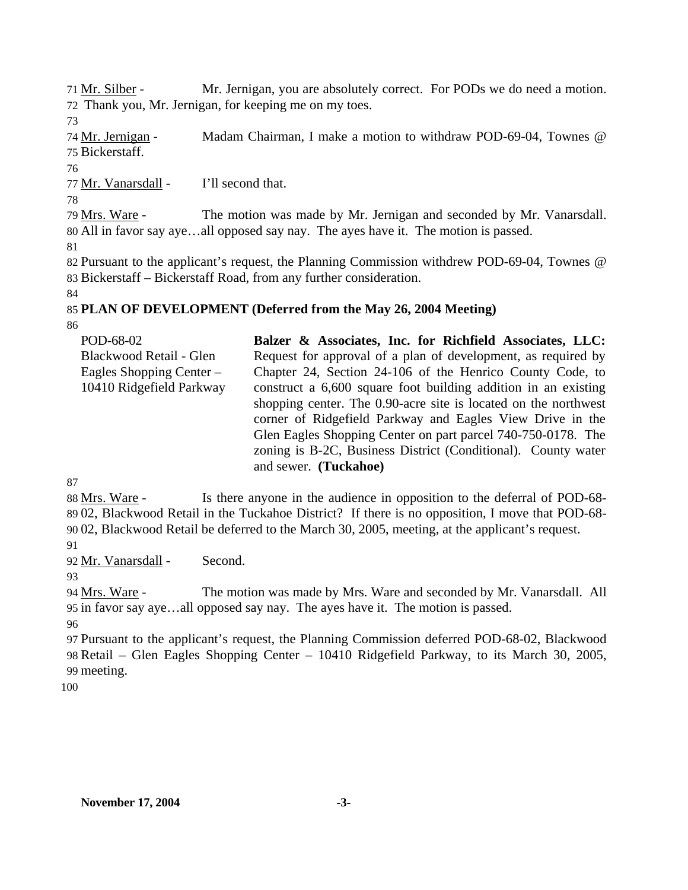Mr. Silber - Mr. Jernigan, you are absolutely correct. For PODs we do need a motion. Thank you, Mr. Jernigan, for keeping me on my toes.

Mr. Jernigan - Madam Chairman, I make a motion to withdraw POD-69-04, Townes @ Bickerstaff.

Mr. Vanarsdall - I'll second that.

Mrs. Ware - The motion was made by Mr. Jernigan and seconded by Mr. Vanarsdall. All in favor say aye…all opposed say nay. The ayes have it. The motion is passed.

Pursuant to the applicant's request, the Planning Commission withdrew POD-69-04, Townes @ Bickerstaff – Bickerstaff Road, from any further consideration.

**PLAN OF DEVELOPMENT (Deferred from the May 26, 2004 Meeting)**

| | |
|---|---|
| POD-68-02<br>Blackwood Retail - Glen Eagles Shopping Center – 10410 Ridgefield Parkway | **Balzer & Associates, Inc. for Richfield Associates, LLC:** Request for approval of a plan of development, as required by Chapter 24, Section 24-106 of the Henrico County Code, to construct a 6,600 square foot building addition in an existing shopping center. The 0.90-acre site is located on the northwest corner of Ridgefield Parkway and Eagles View Drive in the Glen Eagles Shopping Center on part parcel 740-750-0178. The zoning is B-2C, Business District (Conditional). County water and sewer. **(Tuckahoe)** |

Mrs. Ware - Is there anyone in the audience in opposition to the deferral of POD-68-02, Blackwood Retail in the Tuckahoe District? If there is no opposition, I move that POD-68-02, Blackwood Retail be deferred to the March 30, 2005, meeting, at the applicant's request.

Mr. Vanarsdall - Second.

Mrs. Ware - The motion was made by Mrs. Ware and seconded by Mr. Vanarsdall. All in favor say aye…all opposed say nay. The ayes have it. The motion is passed.

Pursuant to the applicant's request, the Planning Commission deferred POD-68-02, Blackwood Retail – Glen Eagles Shopping Center – 10410 Ridgefield Parkway, to its March 30, 2005, meeting.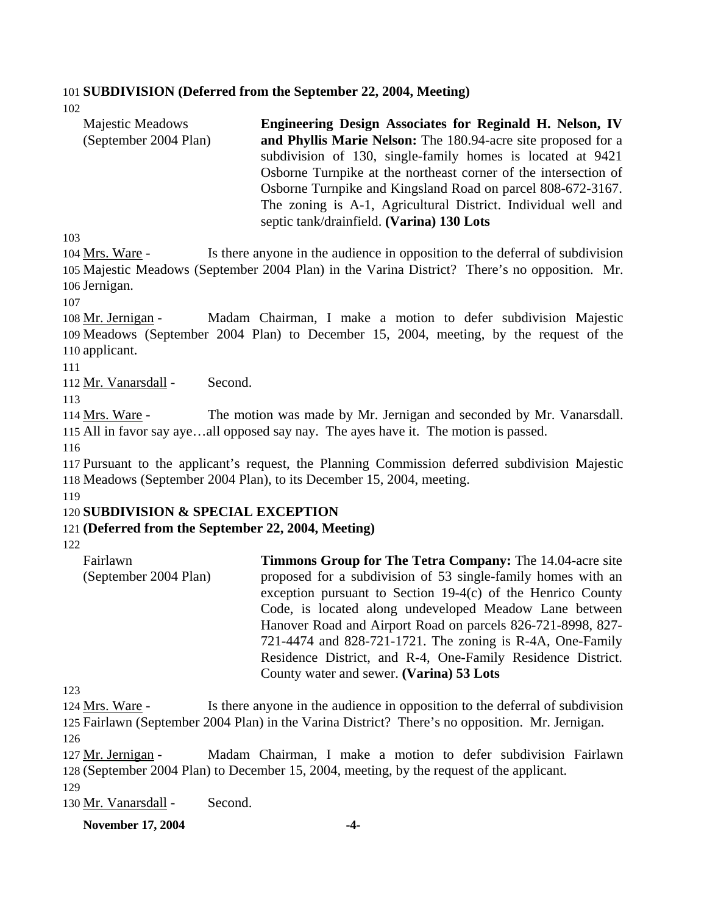**SUBDIVISION (Deferred from the September 22, 2004, Meeting)**

| | |
|---|---|
| Majestic Meadows (September 2004 Plan) | **Engineering Design Associates for Reginald H. Nelson, IV and Phyllis Marie Nelson:** The 180.94-acre site proposed for a subdivision of 130, single-family homes is located at 9421 Osborne Turnpike at the northeast corner of the intersection of Osborne Turnpike and Kingsland Road on parcel 808-672-3167. The zoning is A-1, Agricultural District. Individual well and septic tank/drainfield. **(Varina) 130 Lots** |

Mrs. Ware - Is there anyone in the audience in opposition to the deferral of subdivision Majestic Meadows (September 2004 Plan) in the Varina District? There's no opposition. Mr. Jernigan.

Mr. Jernigan - Madam Chairman, I make a motion to defer subdivision Majestic Meadows (September 2004 Plan) to December 15, 2004, meeting, by the request of the applicant.

Mr. Vanarsdall - Second.

Mrs. Ware - The motion was made by Mr. Jernigan and seconded by Mr. Vanarsdall. All in favor say aye…all opposed say nay. The ayes have it. The motion is passed.

Pursuant to the applicant's request, the Planning Commission deferred subdivision Majestic Meadows (September 2004 Plan), to its December 15, 2004, meeting.

**SUBDIVISION & SPECIAL EXCEPTION**
**(Deferred from the September 22, 2004, Meeting)**

| | |
|---|---|
| Fairlawn (September 2004 Plan) | **Timmons Group for The Tetra Company:** The 14.04-acre site proposed for a subdivision of 53 single-family homes with an exception pursuant to Section 19-4(c) of the Henrico County Code, is located along undeveloped Meadow Lane between Hanover Road and Airport Road on parcels 826-721-8998, 827-721-4474 and 828-721-1721. The zoning is R-4A, One-Family Residence District, and R-4, One-Family Residence District. County water and sewer. **(Varina) 53 Lots** |

Mrs. Ware - Is there anyone in the audience in opposition to the deferral of subdivision Fairlawn (September 2004 Plan) in the Varina District? There's no opposition. Mr. Jernigan.

Mr. Jernigan - Madam Chairman, I make a motion to defer subdivision Fairlawn (September 2004 Plan) to December 15, 2004, meeting, by the request of the applicant.

Mr. Vanarsdall - Second.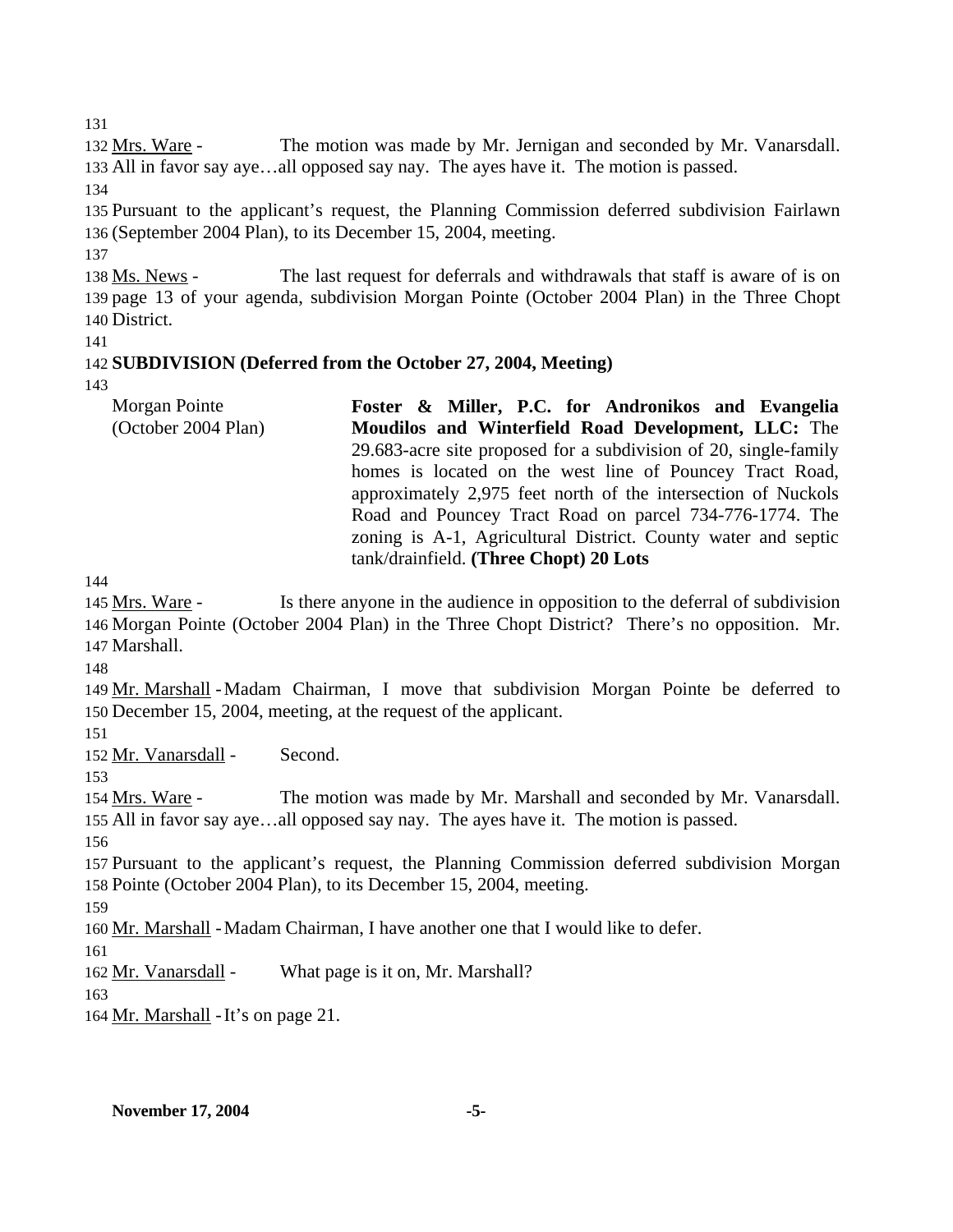Mrs. Ware - The motion was made by Mr. Jernigan and seconded by Mr. Vanarsdall. All in favor say aye…all opposed say nay. The ayes have it. The motion is passed.

Pursuant to the applicant's request, the Planning Commission deferred subdivision Fairlawn (September 2004 Plan), to its December 15, 2004, meeting.

Ms. News - The last request for deferrals and withdrawals that staff is aware of is on page 13 of your agenda, subdivision Morgan Pointe (October 2004 Plan) in the Three Chopt District.

**SUBDIVISION (Deferred from the October 27, 2004, Meeting)**

| | |
|---|---|
| Morgan Pointe (October 2004 Plan) | **Foster & Miller, P.C. for Andronikos and Evangelia Moudilos and Winterfield Road Development, LLC:** The 29.683-acre site proposed for a subdivision of 20, single-family homes is located on the west line of Pouncey Tract Road, approximately 2,975 feet north of the intersection of Nuckols Road and Pouncey Tract Road on parcel 734-776-1774. The zoning is A-1, Agricultural District. County water and septic tank/drainfield. **(Three Chopt) 20 Lots** |

Mrs. Ware - Is there anyone in the audience in opposition to the deferral of subdivision Morgan Pointe (October 2004 Plan) in the Three Chopt District? There's no opposition. Mr. Marshall.

Mr. Marshall - Madam Chairman, I move that subdivision Morgan Pointe be deferred to December 15, 2004, meeting, at the request of the applicant.

Mr. Vanarsdall - Second.

Mrs. Ware - The motion was made by Mr. Marshall and seconded by Mr. Vanarsdall. All in favor say aye…all opposed say nay. The ayes have it. The motion is passed.

Pursuant to the applicant's request, the Planning Commission deferred subdivision Morgan Pointe (October 2004 Plan), to its December 15, 2004, meeting.

Mr. Marshall - Madam Chairman, I have another one that I would like to defer.

Mr. Vanarsdall - What page is it on, Mr. Marshall?

Mr. Marshall - It's on page 21.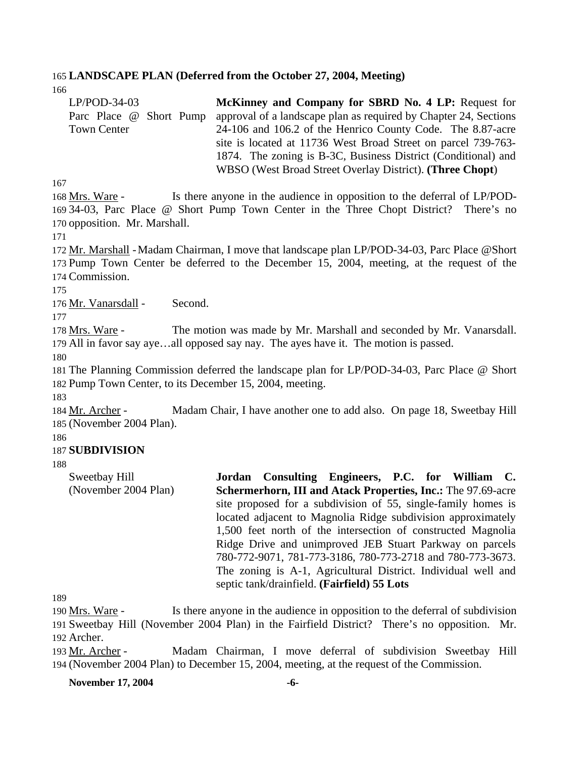**LANDSCAPE PLAN (Deferred from the October 27, 2004, Meeting)**

| | |
|---|---|
| LP/POD-34-03<br>Parc Place @ Short Pump Town Center | **McKinney and Company for SBRD No. 4 LP:** Request for approval of a landscape plan as required by Chapter 24, Sections 24-106 and 106.2 of the Henrico County Code. The 8.87-acre site is located at 11736 West Broad Street on parcel 739-763-1874. The zoning is B-3C, Business District (Conditional) and WBSO (West Broad Street Overlay District). **(Three Chopt)** |

Mrs. Ware - Is there anyone in the audience in opposition to the deferral of LP/POD-34-03, Parc Place @ Short Pump Town Center in the Three Chopt District? There's no opposition. Mr. Marshall.

Mr. Marshall - Madam Chairman, I move that landscape plan LP/POD-34-03, Parc Place @Short Pump Town Center be deferred to the December 15, 2004, meeting, at the request of the Commission.

Mr. Vanarsdall - Second.

Mrs. Ware - The motion was made by Mr. Marshall and seconded by Mr. Vanarsdall. All in favor say aye…all opposed say nay. The ayes have it. The motion is passed.

The Planning Commission deferred the landscape plan for LP/POD-34-03, Parc Place @ Short Pump Town Center, to its December 15, 2004, meeting.

Mr. Archer - Madam Chair, I have another one to add also. On page 18, Sweetbay Hill (November 2004 Plan).

**SUBDIVISION**

| | |
|---|---|
| Sweetbay Hill<br>(November 2004 Plan) | **Jordan Consulting Engineers, P.C. for William C. Schermerhorn, III and Atack Properties, Inc.:** The 97.69-acre site proposed for a subdivision of 55, single-family homes is located adjacent to Magnolia Ridge subdivision approximately 1,500 feet north of the intersection of constructed Magnolia Ridge Drive and unimproved JEB Stuart Parkway on parcels 780-772-9071, 781-773-3186, 780-773-2718 and 780-773-3673. The zoning is A-1, Agricultural District. Individual well and septic tank/drainfield. **(Fairfield) 55 Lots** |

Mrs. Ware - Is there anyone in the audience in opposition to the deferral of subdivision Sweetbay Hill (November 2004 Plan) in the Fairfield District? There's no opposition. Mr. Archer.

Mr. Archer - Madam Chairman, I move deferral of subdivision Sweetbay Hill (November 2004 Plan) to December 15, 2004, meeting, at the request of the Commission.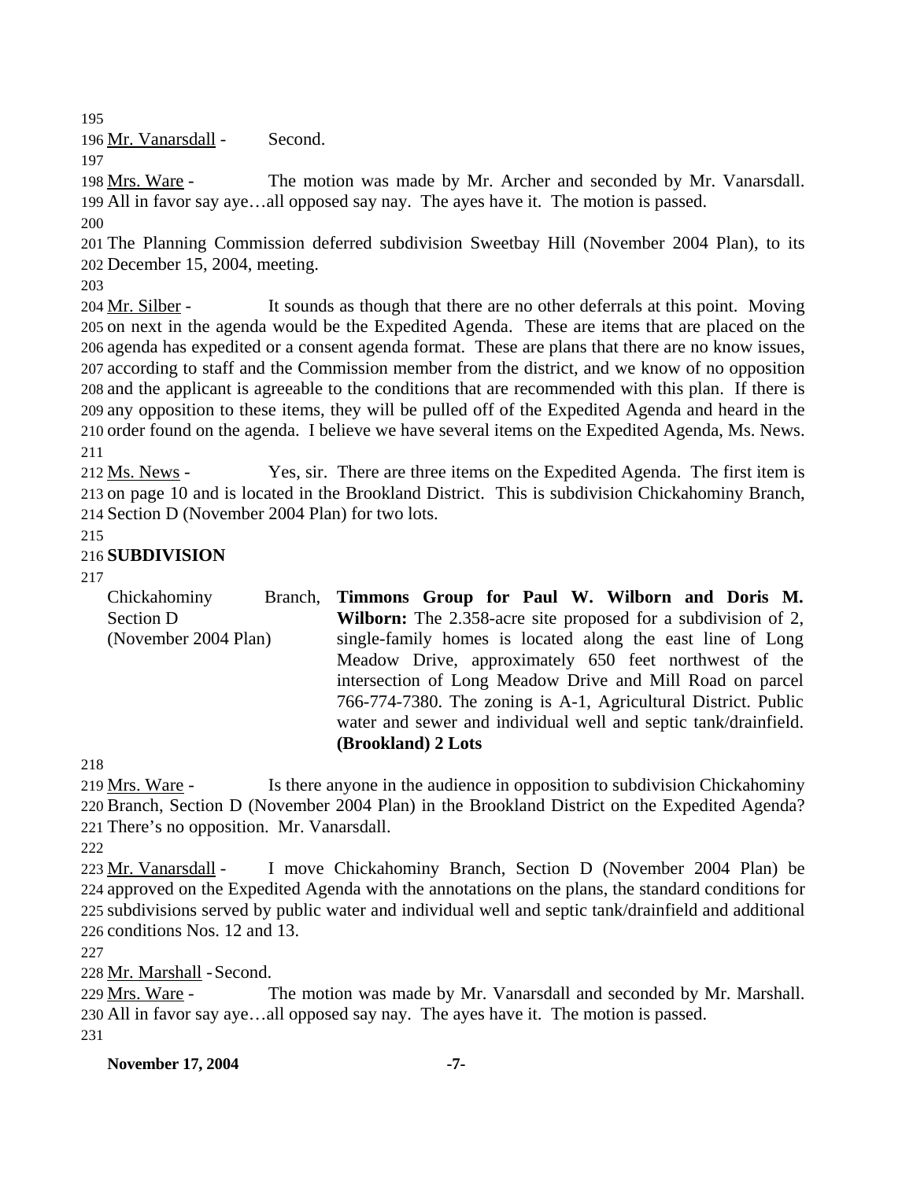195

196 Mr. Vanarsdall - Second.

197

198 Mrs. Ware - The motion was made by Mr. Archer and seconded by Mr. Vanarsdall.
199 All in favor say aye…all opposed say nay. The ayes have it. The motion is passed.

200

201 The Planning Commission deferred subdivision Sweetbay Hill (November 2004 Plan), to its
202 December 15, 2004, meeting.

203

204 Mr. Silber - It sounds as though that there are no other deferrals at this point. Moving
205 on next in the agenda would be the Expedited Agenda. These are items that are placed on the
206 agenda has expedited or a consent agenda format. These are plans that there are no know issues,
207 according to staff and the Commission member from the district, and we know of no opposition
208 and the applicant is agreeable to the conditions that are recommended with this plan. If there is
209 any opposition to these items, they will be pulled off of the Expedited Agenda and heard in the
210 order found on the agenda. I believe we have several items on the Expedited Agenda, Ms. News.

211

212 Ms. News - Yes, sir. There are three items on the Expedited Agenda. The first item is
213 on page 10 and is located in the Brookland District. This is subdivision Chickahominy Branch,
214 Section D (November 2004 Plan) for two lots.

215

216 **SUBDIVISION**

217

| | |
|---|---|
| Chickahominy Branch, Section D (November 2004 Plan) | **Timmons Group for Paul W. Wilborn and Doris M. Wilborn:** The 2.358-acre site proposed for a subdivision of 2, single-family homes is located along the east line of Long Meadow Drive, approximately 650 feet northwest of the intersection of Long Meadow Drive and Mill Road on parcel 766-774-7380. The zoning is A-1, Agricultural District. Public water and sewer and individual well and septic tank/drainfield. **(Brookland) 2 Lots** |

218

219 Mrs. Ware - Is there anyone in the audience in opposition to subdivision Chickahominy
220 Branch, Section D (November 2004 Plan) in the Brookland District on the Expedited Agenda?
221 There's no opposition. Mr. Vanarsdall.

222

223 Mr. Vanarsdall - I move Chickahominy Branch, Section D (November 2004 Plan) be
224 approved on the Expedited Agenda with the annotations on the plans, the standard conditions for
225 subdivisions served by public water and individual well and septic tank/drainfield and additional
226 conditions Nos. 12 and 13.

227

228 Mr. Marshall - Second.

229 Mrs. Ware - The motion was made by Mr. Vanarsdall and seconded by Mr. Marshall.
230 All in favor say aye…all opposed say nay. The ayes have it. The motion is passed.

231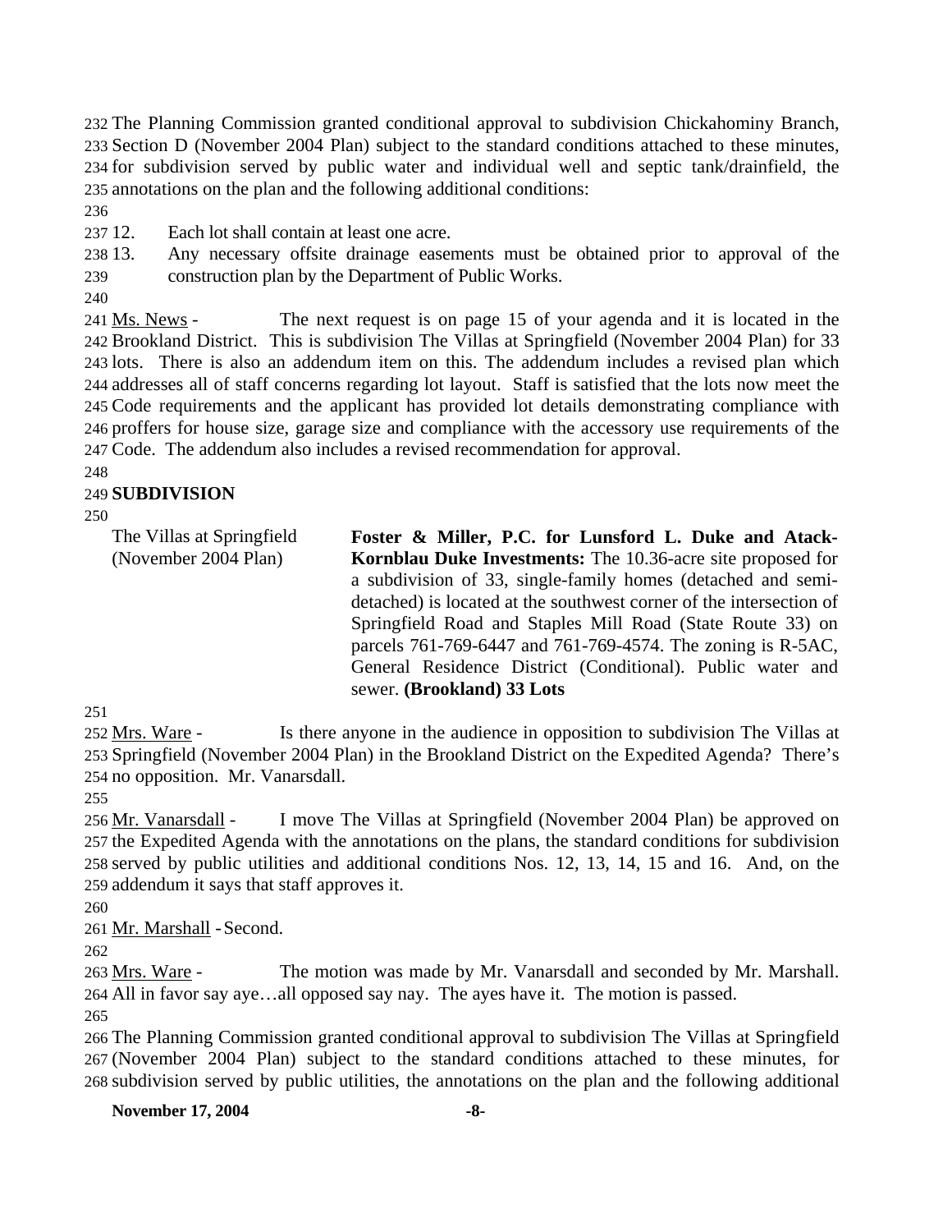The Planning Commission granted conditional approval to subdivision Chickahominy Branch, Section D (November 2004 Plan) subject to the standard conditions attached to these minutes, for subdivision served by public water and individual well and septic tank/drainfield, the annotations on the plan and the following additional conditions:

12. Each lot shall contain at least one acre.
13. Any necessary offsite drainage easements must be obtained prior to approval of the construction plan by the Department of Public Works.

Ms. News - The next request is on page 15 of your agenda and it is located in the Brookland District. This is subdivision The Villas at Springfield (November 2004 Plan) for 33 lots. There is also an addendum item on this. The addendum includes a revised plan which addresses all of staff concerns regarding lot layout. Staff is satisfied that the lots now meet the Code requirements and the applicant has provided lot details demonstrating compliance with proffers for house size, garage size and compliance with the accessory use requirements of the Code. The addendum also includes a revised recommendation for approval.

**SUBDIVISION**

| | |
|---|---|
| The Villas at Springfield (November 2004 Plan) | **Foster & Miller, P.C. for Lunsford L. Duke and Atack-Kornblau Duke Investments:** The 10.36-acre site proposed for a subdivision of 33, single-family homes (detached and semi-detached) is located at the southwest corner of the intersection of Springfield Road and Staples Mill Road (State Route 33) on parcels 761-769-6447 and 761-769-4574. The zoning is R-5AC, General Residence District (Conditional). Public water and sewer. **(Brookland) 33 Lots** |

Mrs. Ware - Is there anyone in the audience in opposition to subdivision The Villas at Springfield (November 2004 Plan) in the Brookland District on the Expedited Agenda? There's no opposition. Mr. Vanarsdall.

Mr. Vanarsdall - I move The Villas at Springfield (November 2004 Plan) be approved on the Expedited Agenda with the annotations on the plans, the standard conditions for subdivision served by public utilities and additional conditions Nos. 12, 13, 14, 15 and 16. And, on the addendum it says that staff approves it.

Mr. Marshall - Second.

Mrs. Ware - The motion was made by Mr. Vanarsdall and seconded by Mr. Marshall. All in favor say aye…all opposed say nay. The ayes have it. The motion is passed.

The Planning Commission granted conditional approval to subdivision The Villas at Springfield (November 2004 Plan) subject to the standard conditions attached to these minutes, for subdivision served by public utilities, the annotations on the plan and the following additional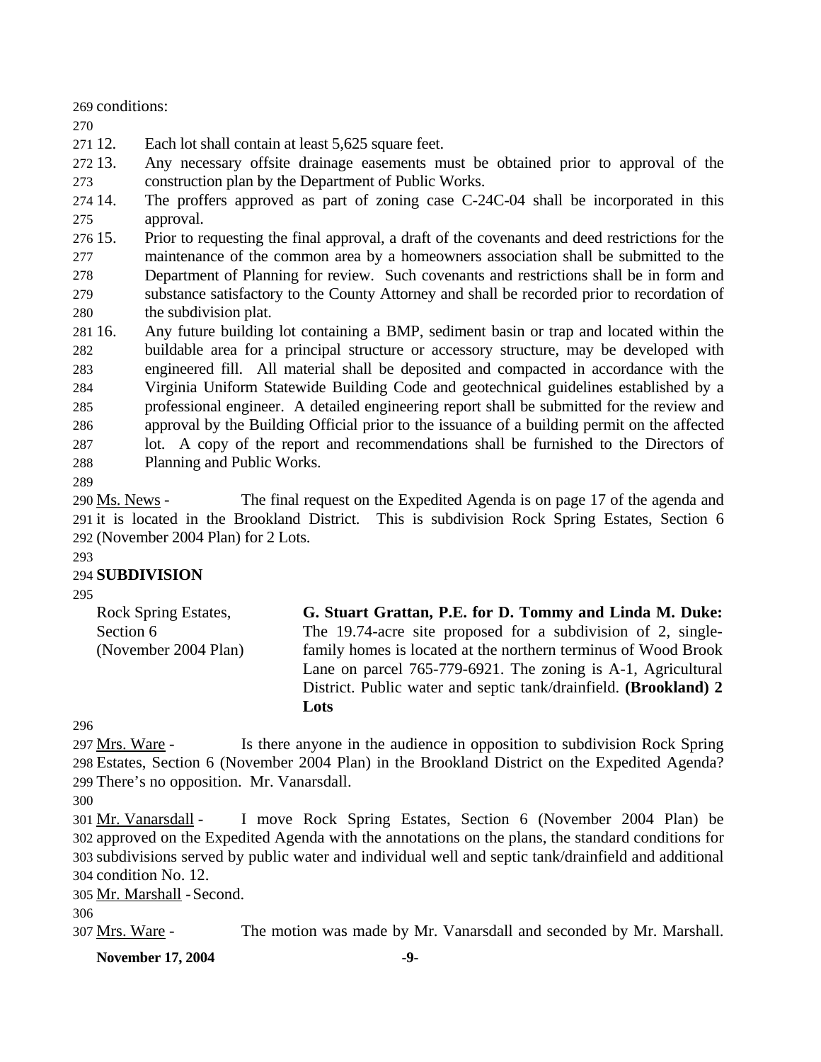conditions:

12. Each lot shall contain at least 5,625 square feet.
13. Any necessary offsite drainage easements must be obtained prior to approval of the construction plan by the Department of Public Works.
14. The proffers approved as part of zoning case C-24C-04 shall be incorporated in this approval.
15. Prior to requesting the final approval, a draft of the covenants and deed restrictions for the maintenance of the common area by a homeowners association shall be submitted to the Department of Planning for review. Such covenants and restrictions shall be in form and substance satisfactory to the County Attorney and shall be recorded prior to recordation of the subdivision plat.
16. Any future building lot containing a BMP, sediment basin or trap and located within the buildable area for a principal structure or accessory structure, may be developed with engineered fill. All material shall be deposited and compacted in accordance with the Virginia Uniform Statewide Building Code and geotechnical guidelines established by a professional engineer. A detailed engineering report shall be submitted for the review and approval by the Building Official prior to the issuance of a building permit on the affected lot. A copy of the report and recommendations shall be furnished to the Directors of Planning and Public Works.

Ms. News - The final request on the Expedited Agenda is on page 17 of the agenda and it is located in the Brookland District. This is subdivision Rock Spring Estates, Section 6 (November 2004 Plan) for 2 Lots.

**SUBDIVISION**

Rock Spring Estates, Section 6 (November 2004 Plan)

**G. Stuart Grattan, P.E. for D. Tommy and Linda M. Duke:** The 19.74-acre site proposed for a subdivision of 2, single-family homes is located at the northern terminus of Wood Brook Lane on parcel 765-779-6921. The zoning is A-1, Agricultural District. Public water and septic tank/drainfield. **(Brookland) 2 Lots**

Mrs. Ware - Is there anyone in the audience in opposition to subdivision Rock Spring Estates, Section 6 (November 2004 Plan) in the Brookland District on the Expedited Agenda? There's no opposition. Mr. Vanarsdall.

Mr. Vanarsdall - I move Rock Spring Estates, Section 6 (November 2004 Plan) be approved on the Expedited Agenda with the annotations on the plans, the standard conditions for subdivisions served by public water and individual well and septic tank/drainfield and additional condition No. 12.

Mr. Marshall - Second.

Mrs. Ware - The motion was made by Mr. Vanarsdall and seconded by Mr. Marshall.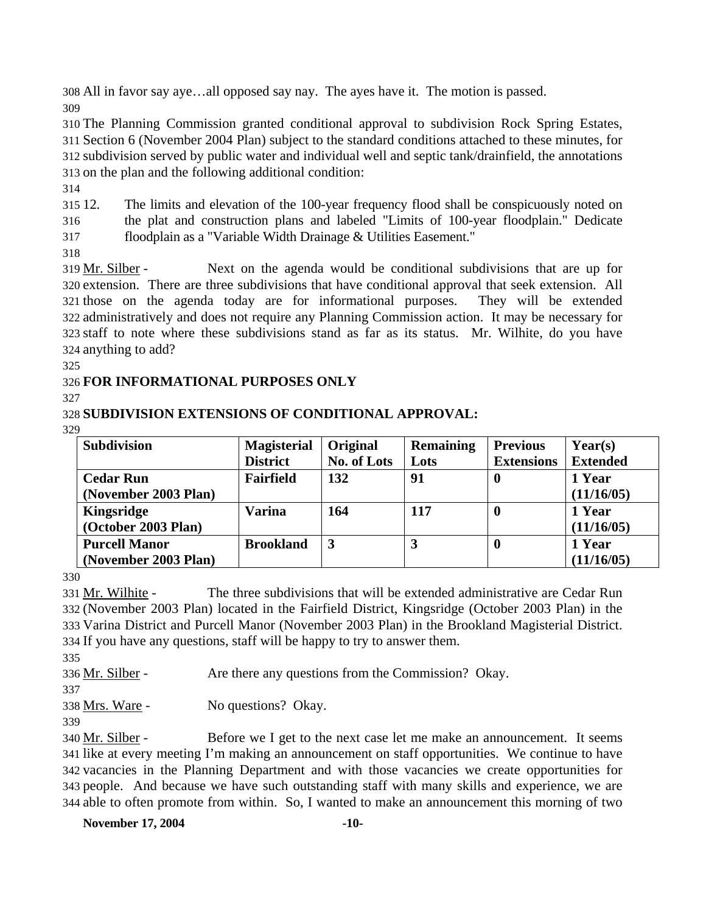All in favor say aye…all opposed say nay. The ayes have it. The motion is passed.

The Planning Commission granted conditional approval to subdivision Rock Spring Estates, Section 6 (November 2004 Plan) subject to the standard conditions attached to these minutes, for subdivision served by public water and individual well and septic tank/drainfield, the annotations on the plan and the following additional condition:

12. The limits and elevation of the 100-year frequency flood shall be conspicuously noted on the plat and construction plans and labeled "Limits of 100-year floodplain." Dedicate floodplain as a "Variable Width Drainage & Utilities Easement."

Mr. Silber - Next on the agenda would be conditional subdivisions that are up for extension. There are three subdivisions that have conditional approval that seek extension. All those on the agenda today are for informational purposes. They will be extended administratively and does not require any Planning Commission action. It may be necessary for staff to note where these subdivisions stand as far as its status. Mr. Wilhite, do you have anything to add?

**FOR INFORMATIONAL PURPOSES ONLY**

**SUBDIVISION EXTENSIONS OF CONDITIONAL APPROVAL:**

| Subdivision | Magisterial District | Original No. of Lots | Remaining Lots | Previous Extensions | Year(s) Extended |
|---|---|---|---|---|---|
| **Cedar Run (November 2003 Plan)** | **Fairfield** | **132** | **91** | **0** | **1 Year (11/16/05)** |
| **Kingsridge (October 2003 Plan)** | **Varina** | **164** | **117** | **0** | **1 Year (11/16/05)** |
| **Purcell Manor (November 2003 Plan)** | **Brookland** | **3** | **3** | **0** | **1 Year (11/16/05)** |

Mr. Wilhite - The three subdivisions that will be extended administrative are Cedar Run (November 2003 Plan) located in the Fairfield District, Kingsridge (October 2003 Plan) in the Varina District and Purcell Manor (November 2003 Plan) in the Brookland Magisterial District. If you have any questions, staff will be happy to try to answer them.

Mr. Silber - Are there any questions from the Commission? Okay.

Mrs. Ware - No questions? Okay.

Mr. Silber - Before we I get to the next case let me make an announcement. It seems like at every meeting I'm making an announcement on staff opportunities. We continue to have vacancies in the Planning Department and with those vacancies we create opportunities for people. And because we have such outstanding staff with many skills and experience, we are able to often promote from within. So, I wanted to make an announcement this morning of two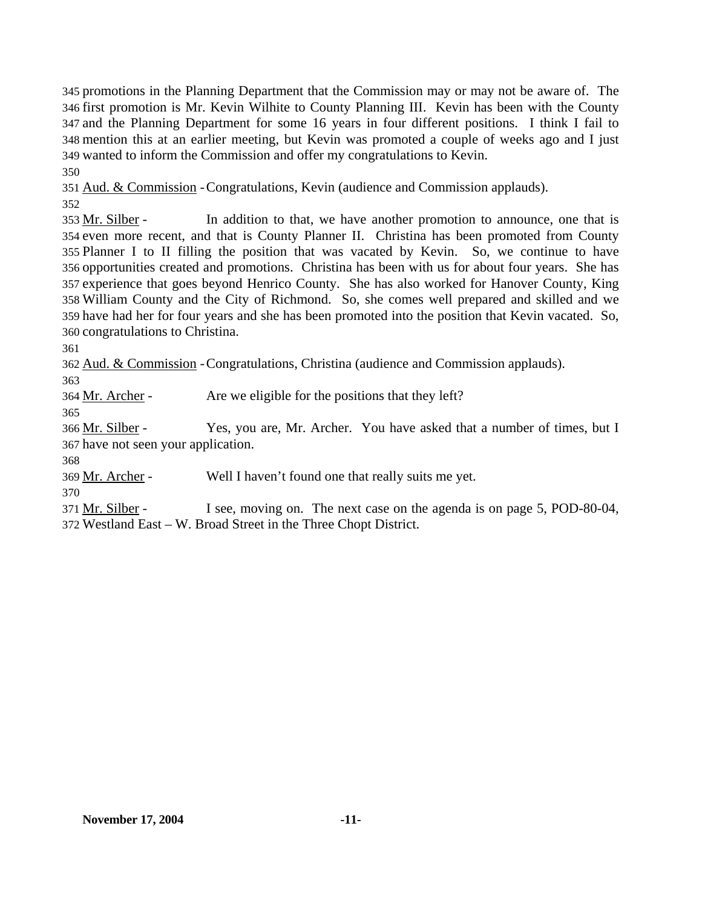promotions in the Planning Department that the Commission may or may not be aware of. The first promotion is Mr. Kevin Wilhite to County Planning III. Kevin has been with the County and the Planning Department for some 16 years in four different positions. I think I fail to mention this at an earlier meeting, but Kevin was promoted a couple of weeks ago and I just wanted to inform the Commission and offer my congratulations to Kevin.

Aud. & Commission - Congratulations, Kevin (audience and Commission applauds).

Mr. Silber - In addition to that, we have another promotion to announce, one that is even more recent, and that is County Planner II. Christina has been promoted from County Planner I to II filling the position that was vacated by Kevin. So, we continue to have opportunities created and promotions. Christina has been with us for about four years. She has experience that goes beyond Henrico County. She has also worked for Hanover County, King William County and the City of Richmond. So, she comes well prepared and skilled and we have had her for four years and she has been promoted into the position that Kevin vacated. So, congratulations to Christina.

Aud. & Commission - Congratulations, Christina (audience and Commission applauds).

Mr. Archer - Are we eligible for the positions that they left?

Mr. Silber - Yes, you are, Mr. Archer. You have asked that a number of times, but I have not seen your application.

Mr. Archer - Well I haven't found one that really suits me yet.

Mr. Silber - I see, moving on. The next case on the agenda is on page 5, POD-80-04, Westland East – W. Broad Street in the Three Chopt District.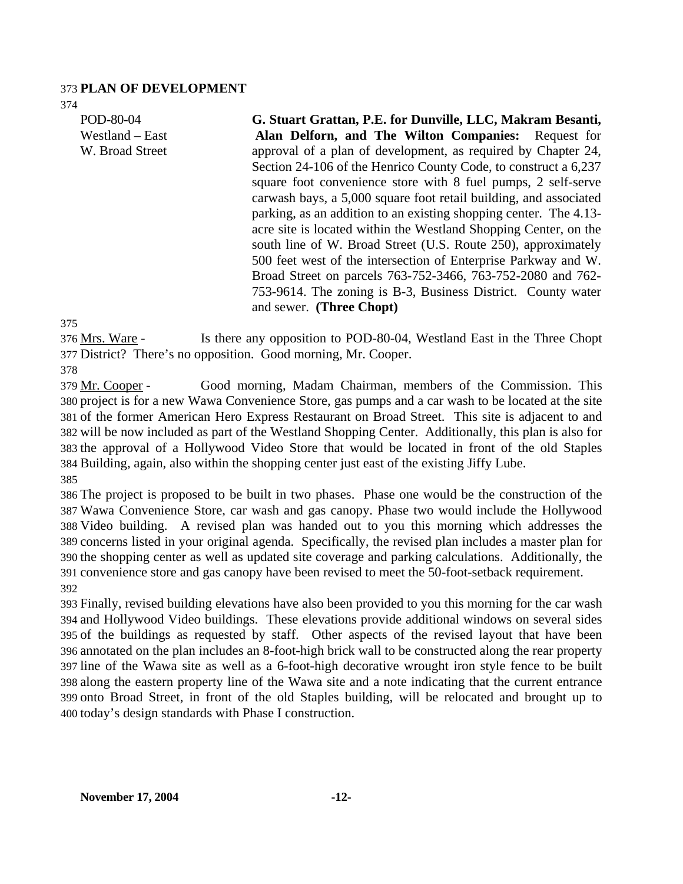## PLAN OF DEVELOPMENT

POD-80-04
Westland – East
W. Broad Street

**G. Stuart Grattan, P.E. for Dunville, LLC, Makram Besanti, Alan Delforn, and The Wilton Companies:** Request for approval of a plan of development, as required by Chapter 24, Section 24-106 of the Henrico County Code, to construct a 6,237 square foot convenience store with 8 fuel pumps, 2 self-serve carwash bays, a 5,000 square foot retail building, and associated parking, as an addition to an existing shopping center. The 4.13-acre site is located within the Westland Shopping Center, on the south line of W. Broad Street (U.S. Route 250), approximately 500 feet west of the intersection of Enterprise Parkway and W. Broad Street on parcels 763-752-3466, 763-752-2080 and 762-753-9614. The zoning is B-3, Business District. County water and sewer. **(Three Chopt)**

Mrs. Ware - Is there any opposition to POD-80-04, Westland East in the Three Chopt District? There's no opposition. Good morning, Mr. Cooper.

Mr. Cooper - Good morning, Madam Chairman, members of the Commission. This project is for a new Wawa Convenience Store, gas pumps and a car wash to be located at the site of the former American Hero Express Restaurant on Broad Street. This site is adjacent to and will be now included as part of the Westland Shopping Center. Additionally, this plan is also for the approval of a Hollywood Video Store that would be located in front of the old Staples Building, again, also within the shopping center just east of the existing Jiffy Lube.

The project is proposed to be built in two phases. Phase one would be the construction of the Wawa Convenience Store, car wash and gas canopy. Phase two would include the Hollywood Video building. A revised plan was handed out to you this morning which addresses the concerns listed in your original agenda. Specifically, the revised plan includes a master plan for the shopping center as well as updated site coverage and parking calculations. Additionally, the convenience store and gas canopy have been revised to meet the 50-foot-setback requirement.

Finally, revised building elevations have also been provided to you this morning for the car wash and Hollywood Video buildings. These elevations provide additional windows on several sides of the buildings as requested by staff. Other aspects of the revised layout that have been annotated on the plan includes an 8-foot-high brick wall to be constructed along the rear property line of the Wawa site as well as a 6-foot-high decorative wrought iron style fence to be built along the eastern property line of the Wawa site and a note indicating that the current entrance onto Broad Street, in front of the old Staples building, will be relocated and brought up to today's design standards with Phase I construction.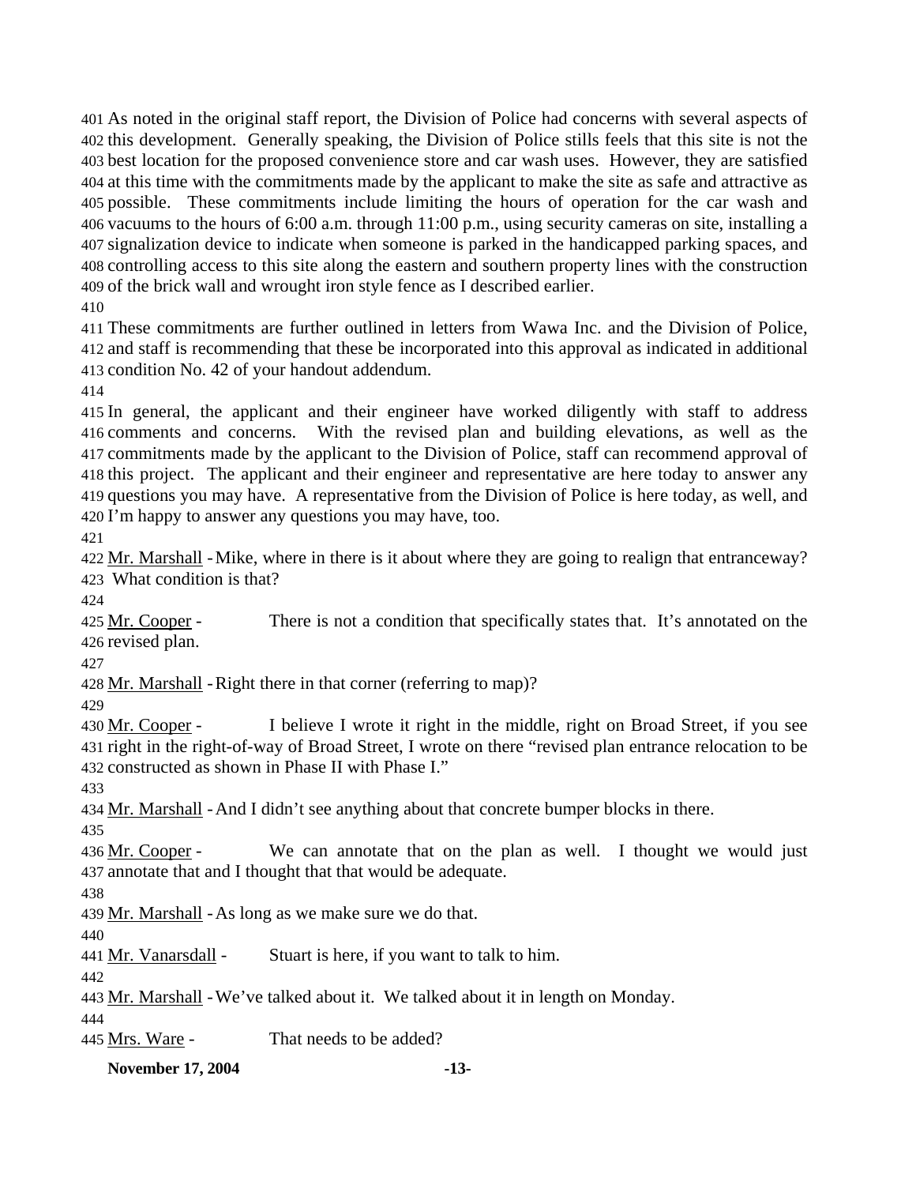As noted in the original staff report, the Division of Police had concerns with several aspects of this development. Generally speaking, the Division of Police stills feels that this site is not the best location for the proposed convenience store and car wash uses. However, they are satisfied at this time with the commitments made by the applicant to make the site as safe and attractive as possible. These commitments include limiting the hours of operation for the car wash and vacuums to the hours of 6:00 a.m. through 11:00 p.m., using security cameras on site, installing a signalization device to indicate when someone is parked in the handicapped parking spaces, and controlling access to this site along the eastern and southern property lines with the construction of the brick wall and wrought iron style fence as I described earlier.

These commitments are further outlined in letters from Wawa Inc. and the Division of Police, and staff is recommending that these be incorporated into this approval as indicated in additional condition No. 42 of your handout addendum.

In general, the applicant and their engineer have worked diligently with staff to address comments and concerns. With the revised plan and building elevations, as well as the commitments made by the applicant to the Division of Police, staff can recommend approval of this project. The applicant and their engineer and representative are here today to answer any questions you may have. A representative from the Division of Police is here today, as well, and I'm happy to answer any questions you may have, too.

Mr. Marshall - Mike, where in there is it about where they are going to realign that entranceway? What condition is that?

Mr. Cooper - There is not a condition that specifically states that. It's annotated on the revised plan.

Mr. Marshall - Right there in that corner (referring to map)?

Mr. Cooper - I believe I wrote it right in the middle, right on Broad Street, if you see right in the right-of-way of Broad Street, I wrote on there "revised plan entrance relocation to be constructed as shown in Phase II with Phase I."

Mr. Marshall - And I didn't see anything about that concrete bumper blocks in there.

Mr. Cooper - We can annotate that on the plan as well. I thought we would just annotate that and I thought that that would be adequate.

Mr. Marshall - As long as we make sure we do that.

Mr. Vanarsdall - Stuart is here, if you want to talk to him.

Mr. Marshall - We've talked about it. We talked about it in length on Monday.

Mrs. Ware - That needs to be added?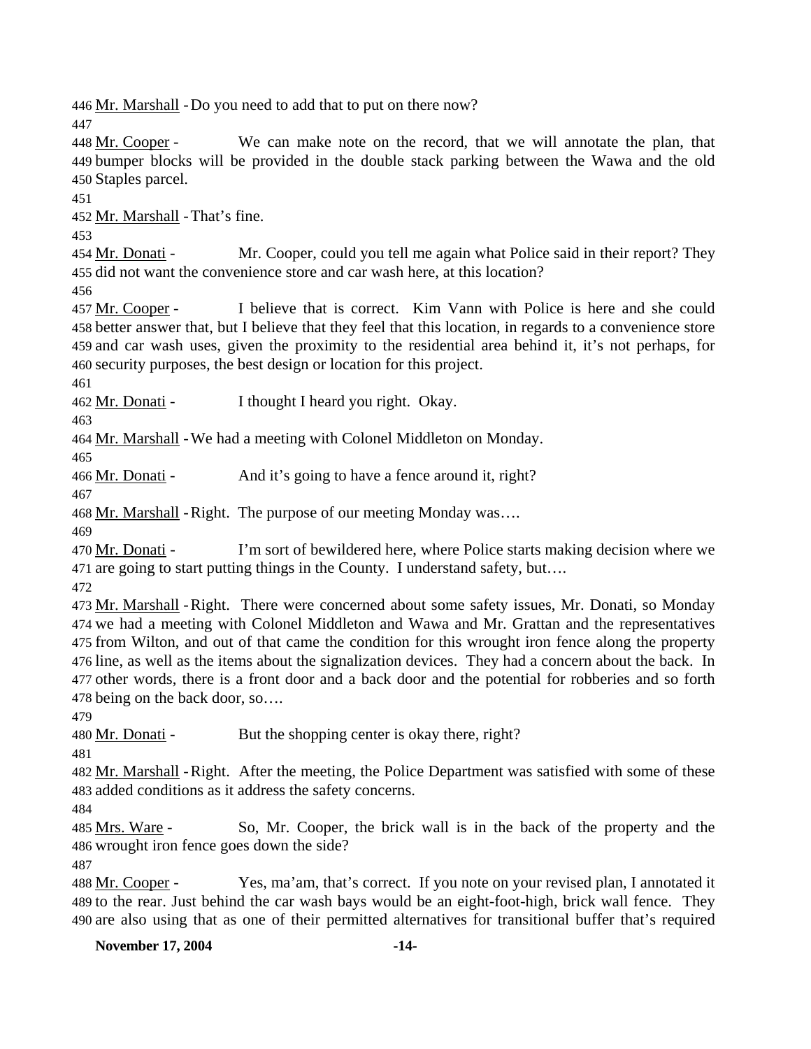446 Mr. Marshall - Do you need to add that to put on there now?

447

448 Mr. Cooper - We can make note on the record, that we will annotate the plan, that 449 bumper blocks will be provided in the double stack parking between the Wawa and the old 450 Staples parcel.

451

452 Mr. Marshall - That's fine.

453

454 Mr. Donati - Mr. Cooper, could you tell me again what Police said in their report? They 455 did not want the convenience store and car wash here, at this location?

456

457 Mr. Cooper - I believe that is correct. Kim Vann with Police is here and she could 458 better answer that, but I believe that they feel that this location, in regards to a convenience store 459 and car wash uses, given the proximity to the residential area behind it, it's not perhaps, for 460 security purposes, the best design or location for this project.

461

462 Mr. Donati - I thought I heard you right. Okay.

463

464 Mr. Marshall - We had a meeting with Colonel Middleton on Monday.

465

466 Mr. Donati - And it's going to have a fence around it, right?

467

468 Mr. Marshall - Right. The purpose of our meeting Monday was….

469

470 Mr. Donati - I'm sort of bewildered here, where Police starts making decision where we 471 are going to start putting things in the County. I understand safety, but….

472

473 Mr. Marshall - Right. There were concerned about some safety issues, Mr. Donati, so Monday 474 we had a meeting with Colonel Middleton and Wawa and Mr. Grattan and the representatives 475 from Wilton, and out of that came the condition for this wrought iron fence along the property 476 line, as well as the items about the signalization devices. They had a concern about the back. In 477 other words, there is a front door and a back door and the potential for robberies and so forth 478 being on the back door, so….

479

480 Mr. Donati - But the shopping center is okay there, right?

481

482 Mr. Marshall - Right. After the meeting, the Police Department was satisfied with some of these 483 added conditions as it address the safety concerns.

484

485 Mrs. Ware - So, Mr. Cooper, the brick wall is in the back of the property and the 486 wrought iron fence goes down the side?

487

488 Mr. Cooper - Yes, ma'am, that's correct. If you note on your revised plan, I annotated it 489 to the rear. Just behind the car wash bays would be an eight-foot-high, brick wall fence. They 490 are also using that as one of their permitted alternatives for transitional buffer that's required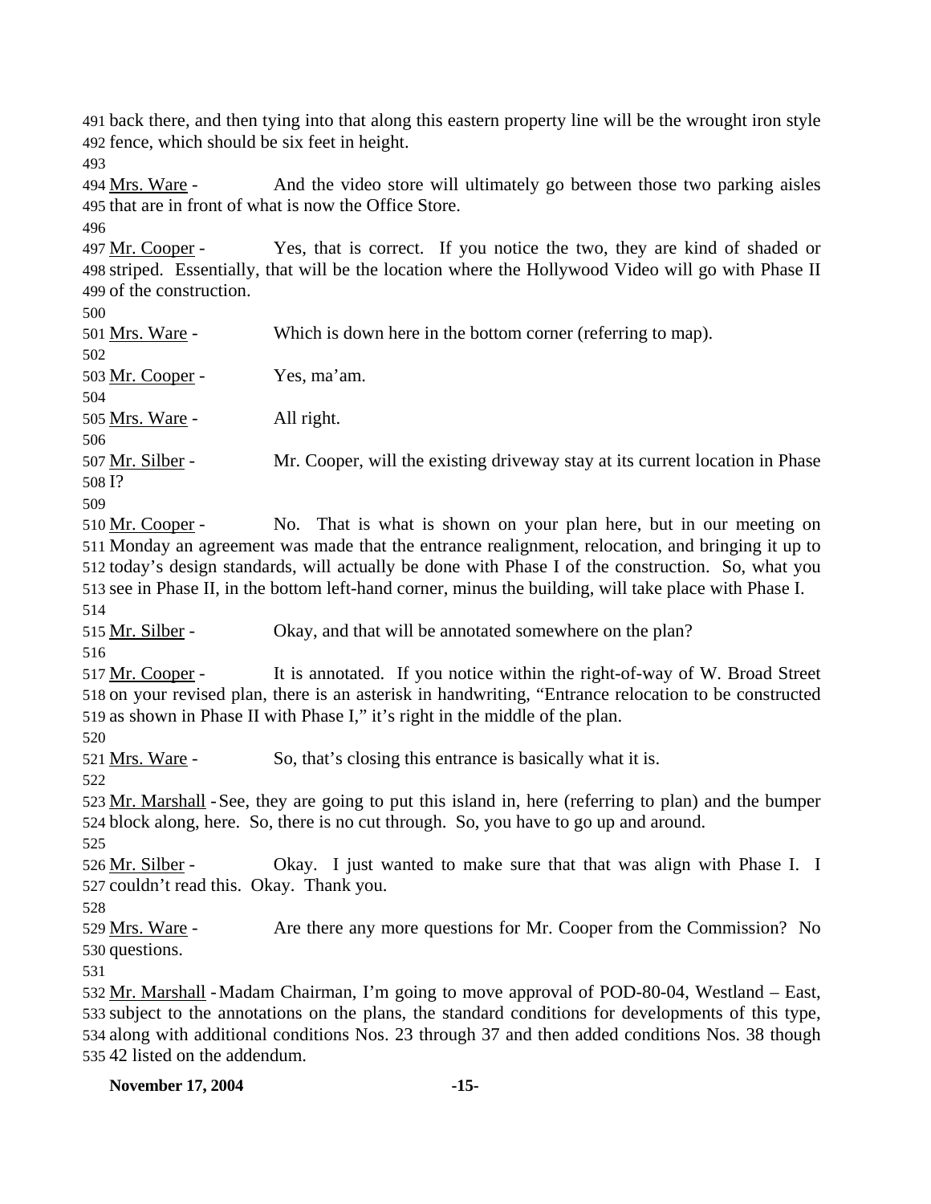491 back there, and then tying into that along this eastern property line will be the wrought iron style
492 fence, which should be six feet in height.
493
494 Mrs. Ware - And the video store will ultimately go between those two parking aisles
495 that are in front of what is now the Office Store.
496
497 Mr. Cooper - Yes, that is correct. If you notice the two, they are kind of shaded or
498 striped. Essentially, that will be the location where the Hollywood Video will go with Phase II
499 of the construction.
500
501 Mrs. Ware - Which is down here in the bottom corner (referring to map).
502
503 Mr. Cooper - Yes, ma'am.
504
505 Mrs. Ware - All right.
506
507 Mr. Silber - Mr. Cooper, will the existing driveway stay at its current location in Phase
508 I?
509
510 Mr. Cooper - No. That is what is shown on your plan here, but in our meeting on
511 Monday an agreement was made that the entrance realignment, relocation, and bringing it up to
512 today's design standards, will actually be done with Phase I of the construction. So, what you
513 see in Phase II, in the bottom left-hand corner, minus the building, will take place with Phase I.
514
515 Mr. Silber - Okay, and that will be annotated somewhere on the plan?
516
517 Mr. Cooper - It is annotated. If you notice within the right-of-way of W. Broad Street
518 on your revised plan, there is an asterisk in handwriting, "Entrance relocation to be constructed
519 as shown in Phase II with Phase I," it's right in the middle of the plan.
520
521 Mrs. Ware - So, that's closing this entrance is basically what it is.
522
523 Mr. Marshall - See, they are going to put this island in, here (referring to plan) and the bumper
524 block along, here. So, there is no cut through. So, you have to go up and around.
525
526 Mr. Silber - Okay. I just wanted to make sure that that was align with Phase I. I
527 couldn't read this. Okay. Thank you.
528
529 Mrs. Ware - Are there any more questions for Mr. Cooper from the Commission? No
530 questions.
531
532 Mr. Marshall - Madam Chairman, I'm going to move approval of POD-80-04, Westland – East,
533 subject to the annotations on the plans, the standard conditions for developments of this type,
534 along with additional conditions Nos. 23 through 37 and then added conditions Nos. 38 though
535 42 listed on the addendum.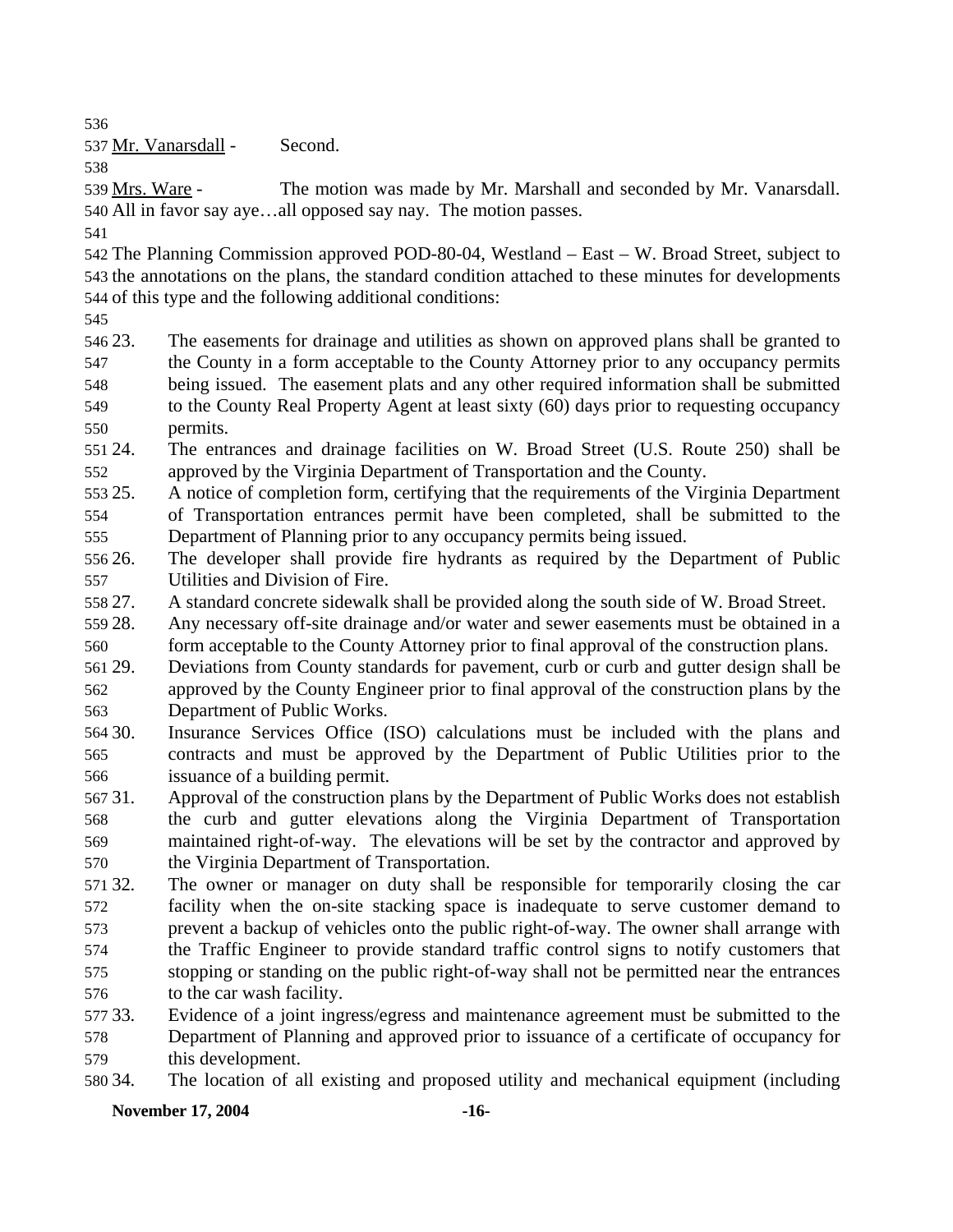Mr. Vanarsdall - Second.

Mrs. Ware - The motion was made by Mr. Marshall and seconded by Mr. Vanarsdall. All in favor say aye…all opposed say nay. The motion passes.

The Planning Commission approved POD-80-04, Westland – East – W. Broad Street, subject to the annotations on the plans, the standard condition attached to these minutes for developments of this type and the following additional conditions:

23. The easements for drainage and utilities as shown on approved plans shall be granted to the County in a form acceptable to the County Attorney prior to any occupancy permits being issued. The easement plats and any other required information shall be submitted to the County Real Property Agent at least sixty (60) days prior to requesting occupancy permits.
24. The entrances and drainage facilities on W. Broad Street (U.S. Route 250) shall be approved by the Virginia Department of Transportation and the County.
25. A notice of completion form, certifying that the requirements of the Virginia Department of Transportation entrances permit have been completed, shall be submitted to the Department of Planning prior to any occupancy permits being issued.
26. The developer shall provide fire hydrants as required by the Department of Public Utilities and Division of Fire.
27. A standard concrete sidewalk shall be provided along the south side of W. Broad Street.
28. Any necessary off-site drainage and/or water and sewer easements must be obtained in a form acceptable to the County Attorney prior to final approval of the construction plans.
29. Deviations from County standards for pavement, curb or curb and gutter design shall be approved by the County Engineer prior to final approval of the construction plans by the Department of Public Works.
30. Insurance Services Office (ISO) calculations must be included with the plans and contracts and must be approved by the Department of Public Utilities prior to the issuance of a building permit.
31. Approval of the construction plans by the Department of Public Works does not establish the curb and gutter elevations along the Virginia Department of Transportation maintained right-of-way. The elevations will be set by the contractor and approved by the Virginia Department of Transportation.
32. The owner or manager on duty shall be responsible for temporarily closing the car facility when the on-site stacking space is inadequate to serve customer demand to prevent a backup of vehicles onto the public right-of-way. The owner shall arrange with the Traffic Engineer to provide standard traffic control signs to notify customers that stopping or standing on the public right-of-way shall not be permitted near the entrances to the car wash facility.
33. Evidence of a joint ingress/egress and maintenance agreement must be submitted to the Department of Planning and approved prior to issuance of a certificate of occupancy for this development.
34. The location of all existing and proposed utility and mechanical equipment (including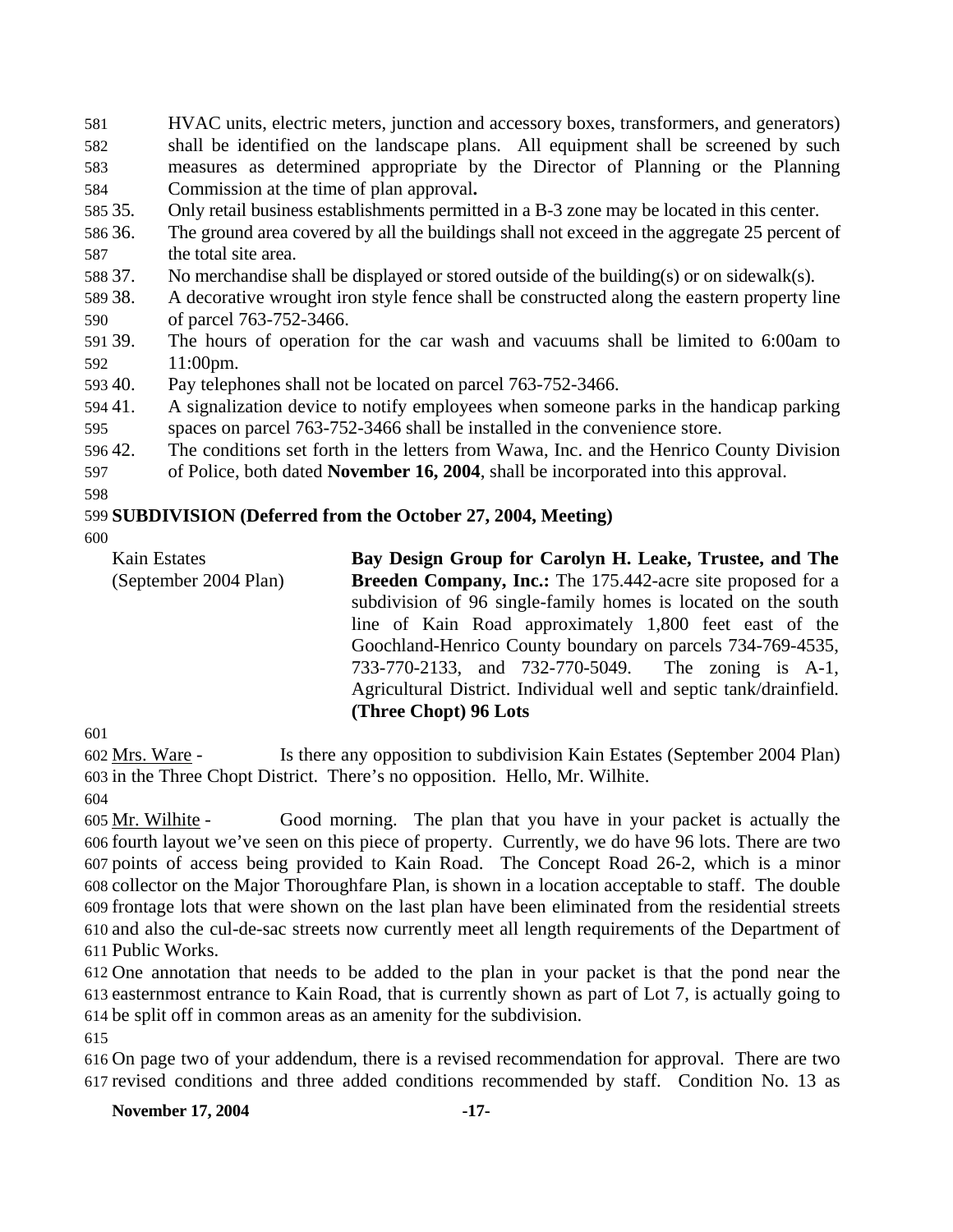HVAC units, electric meters, junction and accessory boxes, transformers, and generators) shall be identified on the landscape plans. All equipment shall be screened by such measures as determined appropriate by the Director of Planning or the Planning Commission at the time of plan approval**.**

35. Only retail business establishments permitted in a B-3 zone may be located in this center.
36. The ground area covered by all the buildings shall not exceed in the aggregate 25 percent of the total site area.
37. No merchandise shall be displayed or stored outside of the building(s) or on sidewalk(s).
38. A decorative wrought iron style fence shall be constructed along the eastern property line of parcel 763-752-3466.
39. The hours of operation for the car wash and vacuums shall be limited to 6:00am to 11:00pm.
40. Pay telephones shall not be located on parcel 763-752-3466.
41. A signalization device to notify employees when someone parks in the handicap parking spaces on parcel 763-752-3466 shall be installed in the convenience store.
42. The conditions set forth in the letters from Wawa, Inc. and the Henrico County Division of Police, both dated **November 16, 2004**, shall be incorporated into this approval.

**SUBDIVISION (Deferred from the October 27, 2004, Meeting)**

Kain Estates (September 2004 Plan)

**Bay Design Group for Carolyn H. Leake, Trustee, and The Breeden Company, Inc.:** The 175.442-acre site proposed for a subdivision of 96 single-family homes is located on the south line of Kain Road approximately 1,800 feet east of the Goochland-Henrico County boundary on parcels 734-769-4535, 733-770-2133, and 732-770-5049. The zoning is A-1, Agricultural District. Individual well and septic tank/drainfield. **(Three Chopt) 96 Lots**

Mrs. Ware - Is there any opposition to subdivision Kain Estates (September 2004 Plan) in the Three Chopt District. There's no opposition. Hello, Mr. Wilhite.

Mr. Wilhite - Good morning. The plan that you have in your packet is actually the fourth layout we've seen on this piece of property. Currently, we do have 96 lots. There are two points of access being provided to Kain Road. The Concept Road 26-2, which is a minor collector on the Major Thoroughfare Plan, is shown in a location acceptable to staff. The double frontage lots that were shown on the last plan have been eliminated from the residential streets and also the cul-de-sac streets now currently meet all length requirements of the Department of Public Works.

One annotation that needs to be added to the plan in your packet is that the pond near the easternmost entrance to Kain Road, that is currently shown as part of Lot 7, is actually going to be split off in common areas as an amenity for the subdivision.

On page two of your addendum, there is a revised recommendation for approval. There are two revised conditions and three added conditions recommended by staff. Condition No. 13 as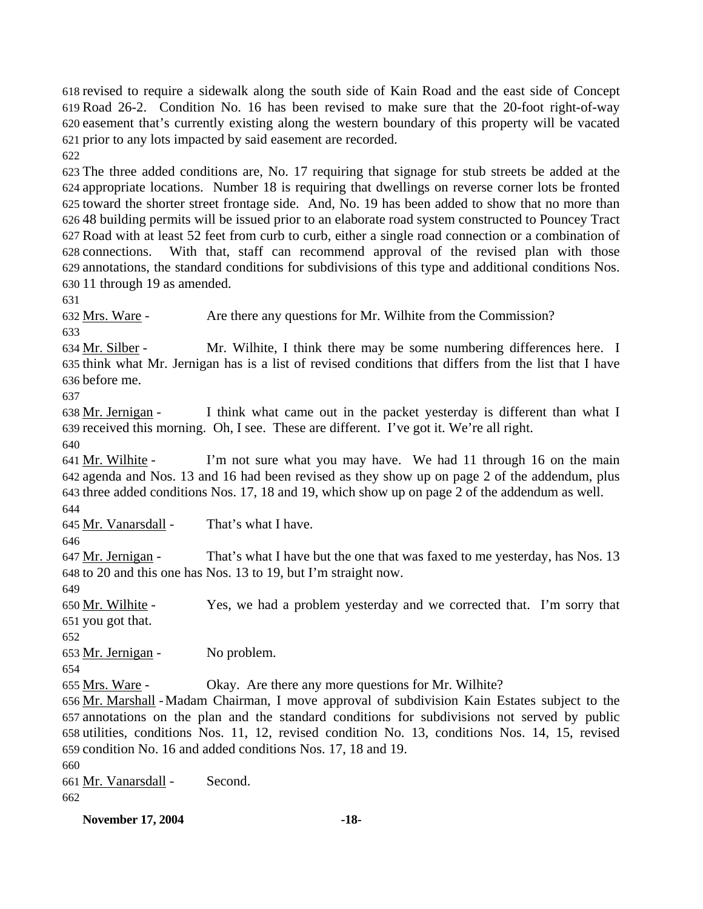revised to require a sidewalk along the south side of Kain Road and the east side of Concept Road 26-2. Condition No. 16 has been revised to make sure that the 20-foot right-of-way easement that's currently existing along the western boundary of this property will be vacated prior to any lots impacted by said easement are recorded.

The three added conditions are, No. 17 requiring that signage for stub streets be added at the appropriate locations. Number 18 is requiring that dwellings on reverse corner lots be fronted toward the shorter street frontage side. And, No. 19 has been added to show that no more than 48 building permits will be issued prior to an elaborate road system constructed to Pouncey Tract Road with at least 52 feet from curb to curb, either a single road connection or a combination of connections. With that, staff can recommend approval of the revised plan with those annotations, the standard conditions for subdivisions of this type and additional conditions Nos. 11 through 19 as amended.

Mrs. Ware - Are there any questions for Mr. Wilhite from the Commission?

Mr. Silber - Mr. Wilhite, I think there may be some numbering differences here. I think what Mr. Jernigan has is a list of revised conditions that differs from the list that I have before me.

Mr. Jernigan - I think what came out in the packet yesterday is different than what I received this morning. Oh, I see. These are different. I've got it. We're all right.

Mr. Wilhite - I'm not sure what you may have. We had 11 through 16 on the main agenda and Nos. 13 and 16 had been revised as they show up on page 2 of the addendum, plus three added conditions Nos. 17, 18 and 19, which show up on page 2 of the addendum as well.

Mr. Vanarsdall - That's what I have.

Mr. Jernigan - That's what I have but the one that was faxed to me yesterday, has Nos. 13 to 20 and this one has Nos. 13 to 19, but I'm straight now.

Mr. Wilhite - Yes, we had a problem yesterday and we corrected that. I'm sorry that you got that.

Mr. Jernigan - No problem.

Mrs. Ware - Okay. Are there any more questions for Mr. Wilhite?

Mr. Marshall - Madam Chairman, I move approval of subdivision Kain Estates subject to the annotations on the plan and the standard conditions for subdivisions not served by public utilities, conditions Nos. 11, 12, revised condition No. 13, conditions Nos. 14, 15, revised condition No. 16 and added conditions Nos. 17, 18 and 19.

Mr. Vanarsdall - Second.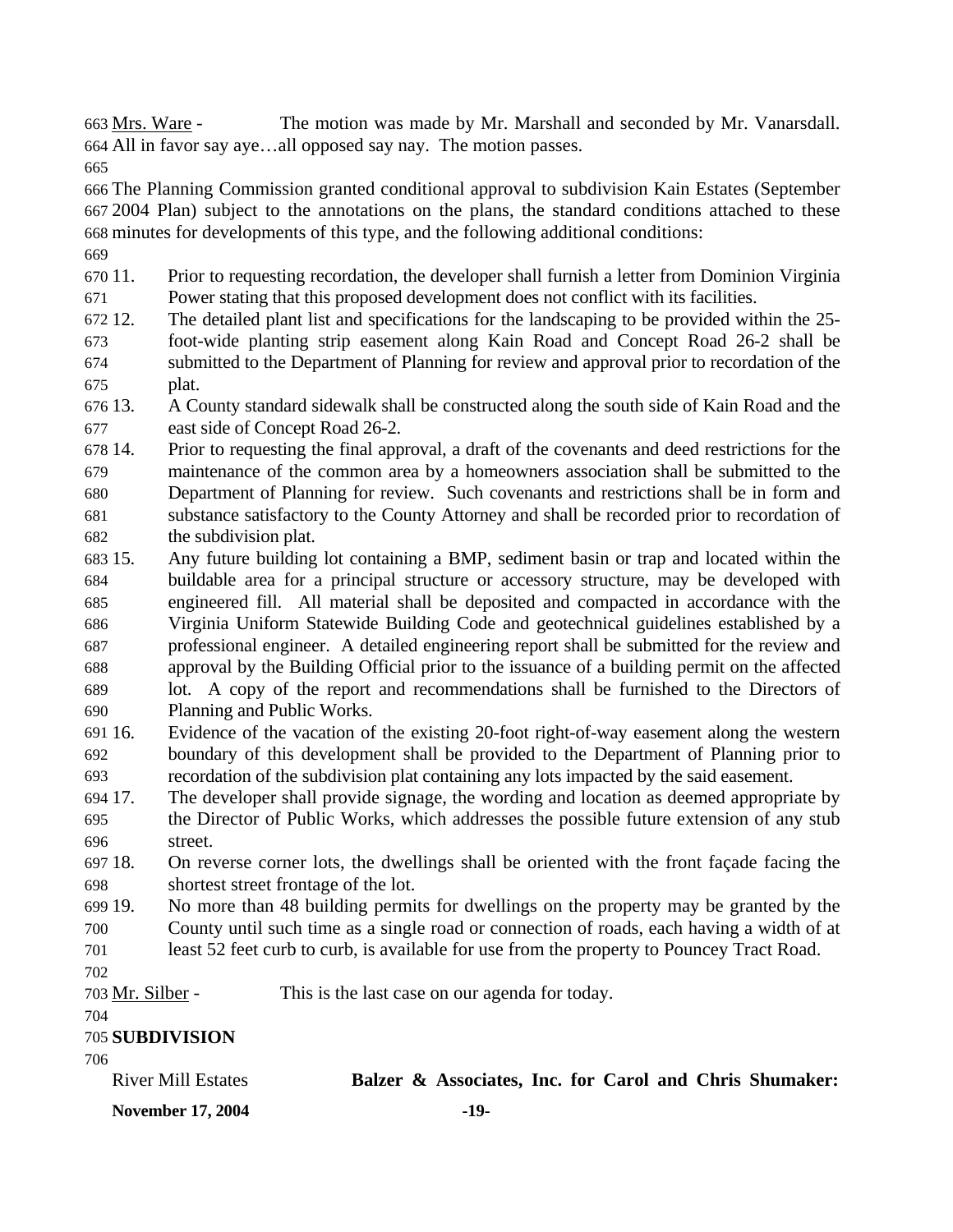Mrs. Ware - The motion was made by Mr. Marshall and seconded by Mr. Vanarsdall. All in favor say aye…all opposed say nay. The motion passes.

The Planning Commission granted conditional approval to subdivision Kain Estates (September 2004 Plan) subject to the annotations on the plans, the standard conditions attached to these minutes for developments of this type, and the following additional conditions:

11. Prior to requesting recordation, the developer shall furnish a letter from Dominion Virginia Power stating that this proposed development does not conflict with its facilities.
12. The detailed plant list and specifications for the landscaping to be provided within the 25-foot-wide planting strip easement along Kain Road and Concept Road 26-2 shall be submitted to the Department of Planning for review and approval prior to recordation of the plat.
13. A County standard sidewalk shall be constructed along the south side of Kain Road and the east side of Concept Road 26-2.
14. Prior to requesting the final approval, a draft of the covenants and deed restrictions for the maintenance of the common area by a homeowners association shall be submitted to the Department of Planning for review. Such covenants and restrictions shall be in form and substance satisfactory to the County Attorney and shall be recorded prior to recordation of the subdivision plat.
15. Any future building lot containing a BMP, sediment basin or trap and located within the buildable area for a principal structure or accessory structure, may be developed with engineered fill. All material shall be deposited and compacted in accordance with the Virginia Uniform Statewide Building Code and geotechnical guidelines established by a professional engineer. A detailed engineering report shall be submitted for the review and approval by the Building Official prior to the issuance of a building permit on the affected lot. A copy of the report and recommendations shall be furnished to the Directors of Planning and Public Works.
16. Evidence of the vacation of the existing 20-foot right-of-way easement along the western boundary of this development shall be provided to the Department of Planning prior to recordation of the subdivision plat containing any lots impacted by the said easement.
17. The developer shall provide signage, the wording and location as deemed appropriate by the Director of Public Works, which addresses the possible future extension of any stub street.
18. On reverse corner lots, the dwellings shall be oriented with the front façade facing the shortest street frontage of the lot.
19. No more than 48 building permits for dwellings on the property may be granted by the County until such time as a single road or connection of roads, each having a width of at least 52 feet curb to curb, is available for use from the property to Pouncey Tract Road.

Mr. Silber - This is the last case on our agenda for today.

**SUBDIVISION**

River Mill Estates **Balzer & Associates, Inc. for Carol and Chris Shumaker:**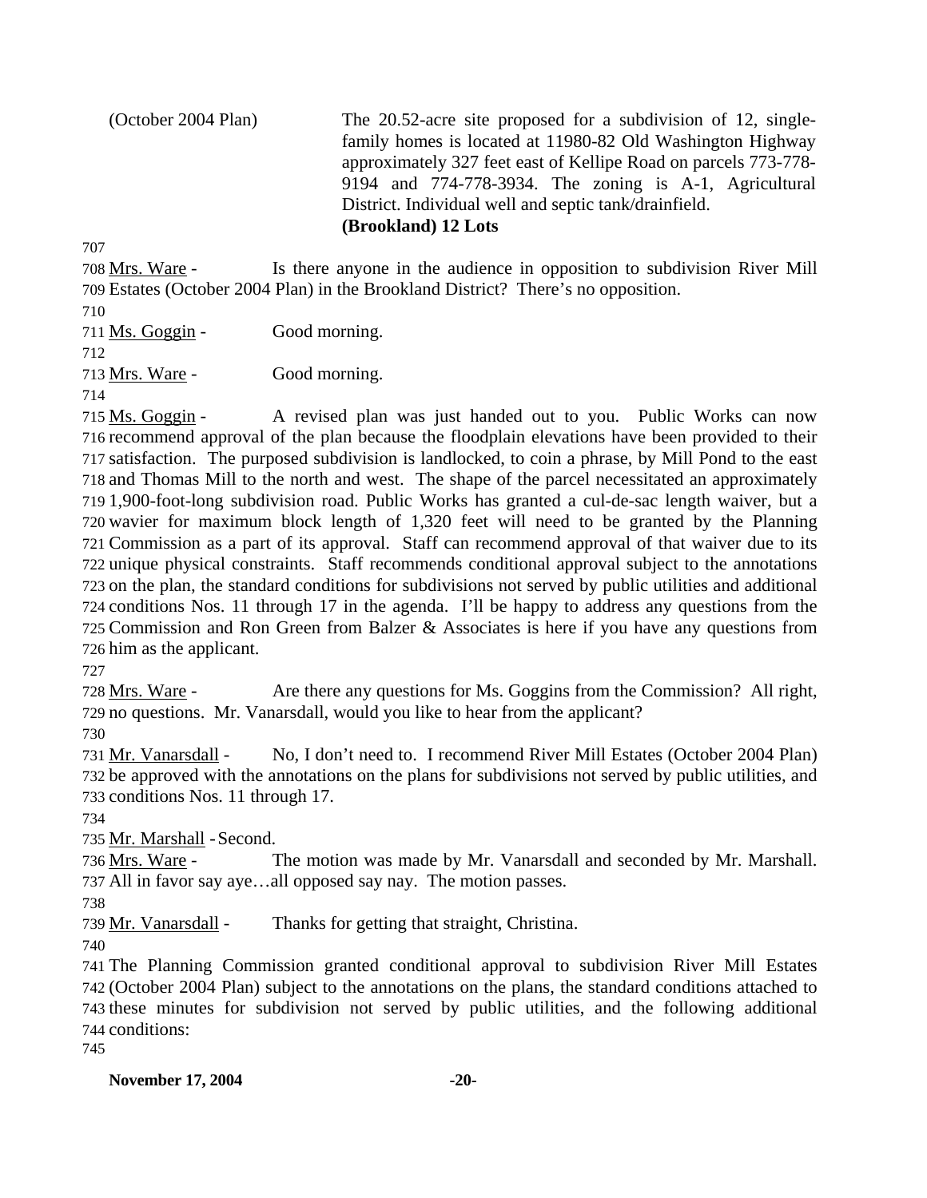(October 2004 Plan) The 20.52-acre site proposed for a subdivision of 12, single-family homes is located at 11980-82 Old Washington Highway approximately 327 feet east of Kellipe Road on parcels 773-778-9194 and 774-778-3934. The zoning is A-1, Agricultural District. Individual well and septic tank/drainfield.
**(Brookland) 12 Lots**

707

708 Mrs. Ware - Is there anyone in the audience in opposition to subdivision River Mill
709 Estates (October 2004 Plan) in the Brookland District? There's no opposition.

710

711 Ms. Goggin - Good morning.

712

713 Mrs. Ware - Good morning.

714

715 Ms. Goggin - A revised plan was just handed out to you. Public Works can now
716 recommend approval of the plan because the floodplain elevations have been provided to their
717 satisfaction. The purposed subdivision is landlocked, to coin a phrase, by Mill Pond to the east
718 and Thomas Mill to the north and west. The shape of the parcel necessitated an approximately
719 1,900-foot-long subdivision road. Public Works has granted a cul-de-sac length waiver, but a
720 wavier for maximum block length of 1,320 feet will need to be granted by the Planning
721 Commission as a part of its approval. Staff can recommend approval of that waiver due to its
722 unique physical constraints. Staff recommends conditional approval subject to the annotations
723 on the plan, the standard conditions for subdivisions not served by public utilities and additional
724 conditions Nos. 11 through 17 in the agenda. I'll be happy to address any questions from the
725 Commission and Ron Green from Balzer & Associates is here if you have any questions from
726 him as the applicant.

727

728 Mrs. Ware - Are there any questions for Ms. Goggins from the Commission? All right,
729 no questions. Mr. Vanarsdall, would you like to hear from the applicant?

730

731 Mr. Vanarsdall - No, I don't need to. I recommend River Mill Estates (October 2004 Plan)
732 be approved with the annotations on the plans for subdivisions not served by public utilities, and
733 conditions Nos. 11 through 17.

734

735 Mr. Marshall - Second.

736 Mrs. Ware - The motion was made by Mr. Vanarsdall and seconded by Mr. Marshall.
737 All in favor say aye…all opposed say nay. The motion passes.

738

739 Mr. Vanarsdall - Thanks for getting that straight, Christina.

740

741 The Planning Commission granted conditional approval to subdivision River Mill Estates
742 (October 2004 Plan) subject to the annotations on the plans, the standard conditions attached to
743 these minutes for subdivision not served by public utilities, and the following additional
744 conditions:

745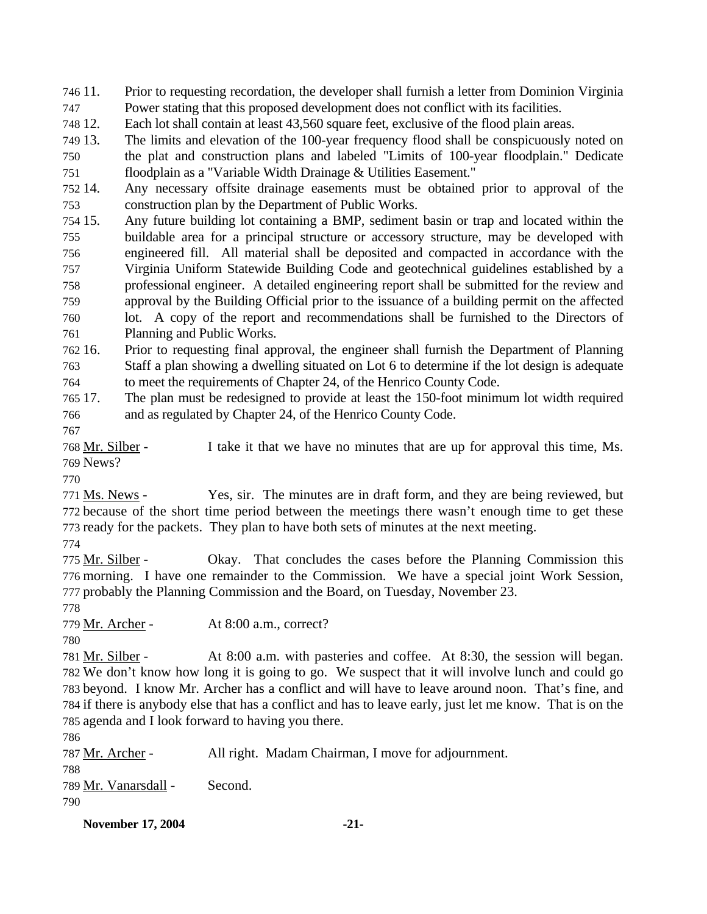11. Prior to requesting recordation, the developer shall furnish a letter from Dominion Virginia Power stating that this proposed development does not conflict with its facilities.
12. Each lot shall contain at least 43,560 square feet, exclusive of the flood plain areas.
13. The limits and elevation of the 100-year frequency flood shall be conspicuously noted on the plat and construction plans and labeled "Limits of 100-year floodplain." Dedicate floodplain as a "Variable Width Drainage & Utilities Easement."
14. Any necessary offsite drainage easements must be obtained prior to approval of the construction plan by the Department of Public Works.
15. Any future building lot containing a BMP, sediment basin or trap and located within the buildable area for a principal structure or accessory structure, may be developed with engineered fill. All material shall be deposited and compacted in accordance with the Virginia Uniform Statewide Building Code and geotechnical guidelines established by a professional engineer. A detailed engineering report shall be submitted for the review and approval by the Building Official prior to the issuance of a building permit on the affected lot. A copy of the report and recommendations shall be furnished to the Directors of Planning and Public Works.
16. Prior to requesting final approval, the engineer shall furnish the Department of Planning Staff a plan showing a dwelling situated on Lot 6 to determine if the lot design is adequate to meet the requirements of Chapter 24, of the Henrico County Code.
17. The plan must be redesigned to provide at least the 150-foot minimum lot width required and as regulated by Chapter 24, of the Henrico County Code.

Mr. Silber - I take it that we have no minutes that are up for approval this time, Ms. News?

Ms. News - Yes, sir. The minutes are in draft form, and they are being reviewed, but because of the short time period between the meetings there wasn't enough time to get these ready for the packets. They plan to have both sets of minutes at the next meeting.

Mr. Silber - Okay. That concludes the cases before the Planning Commission this morning. I have one remainder to the Commission. We have a special joint Work Session, probably the Planning Commission and the Board, on Tuesday, November 23.

Mr. Archer - At 8:00 a.m., correct?

Mr. Silber - At 8:00 a.m. with pasteries and coffee. At 8:30, the session will began. We don't know how long it is going to go. We suspect that it will involve lunch and could go beyond. I know Mr. Archer has a conflict and will have to leave around noon. That's fine, and if there is anybody else that has a conflict and has to leave early, just let me know. That is on the agenda and I look forward to having you there.

Mr. Archer - All right. Madam Chairman, I move for adjournment.

Mr. Vanarsdall - Second.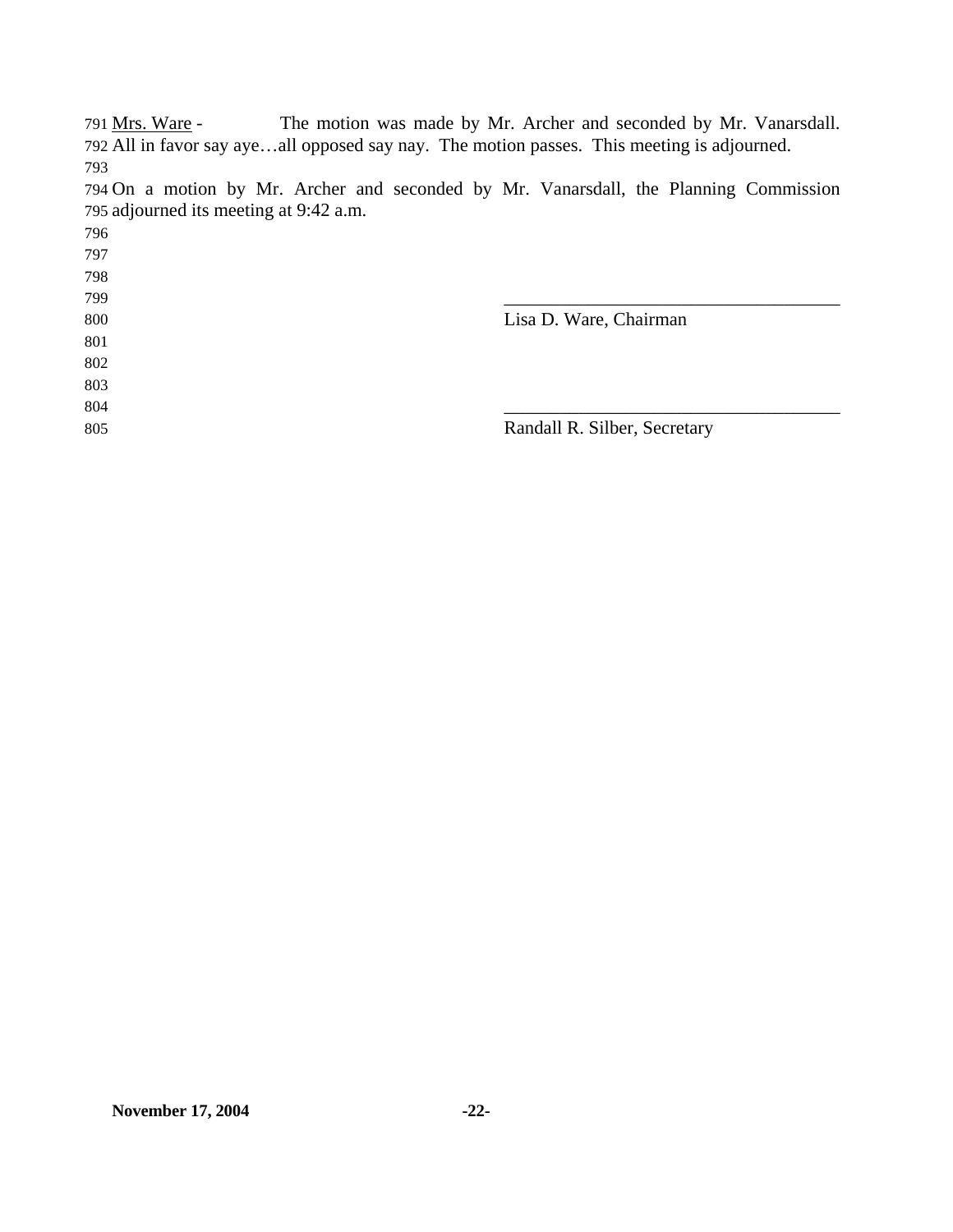Mrs. Ware - The motion was made by Mr. Archer and seconded by Mr. Vanarsdall. All in favor say aye…all opposed say nay. The motion passes. This meeting is adjourned.

On a motion by Mr. Archer and seconded by Mr. Vanarsdall, the Planning Commission adjourned its meeting at 9:42 a.m.

\_\_\_\_\_\_\_\_\_\_\_\_\_\_\_\_\_\_\_\_\_\_\_\_\_\_\_\_\_\_\_\_\_\_\_\_\_\_\_\_

Lisa D. Ware, Chairman

\_\_\_\_\_\_\_\_\_\_\_\_\_\_\_\_\_\_\_\_\_\_\_\_\_\_\_\_\_\_\_\_\_\_\_\_\_\_\_\_

Randall R. Silber, Secretary